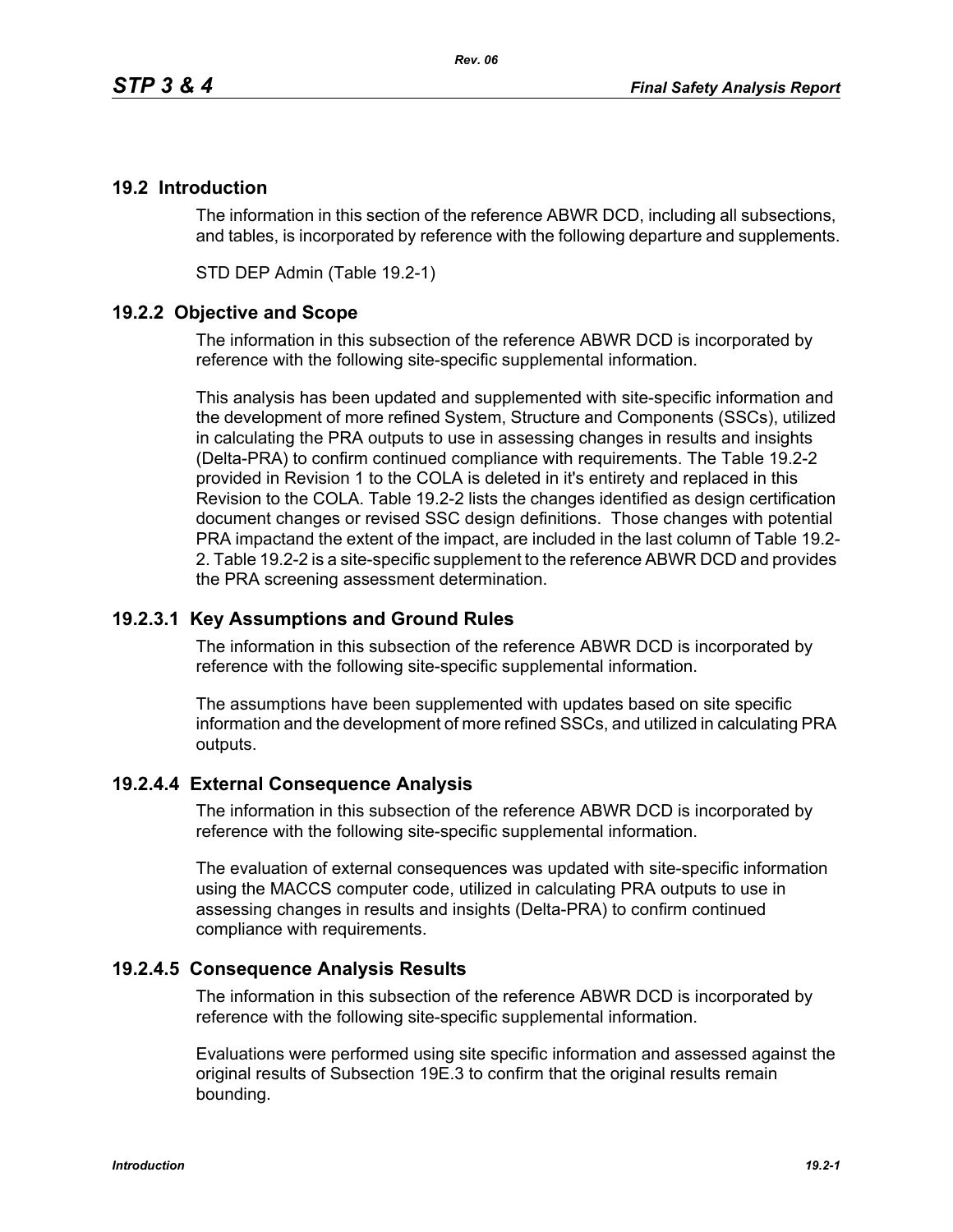## 19.2 Introduction

The information in this section of the reference ABWR DCD, including all subsections, and tables, is incorporated by reference with the following departure and supplements.

STD DEP Admin (Table 19.2-1)

### 19.2.2 Objective and Scope

The information in this subsection of the reference ABWR DCD is incorporated by reference with the following site-specific supplemental information.

This analysis has been updated and supplemented with site-specific information and the development of more refined System, Structure and Components (SSCs), utilized in calculating the PRA outputs to use in assessing changes in results and insights (Delta-PRA) to confirm continued compliance with requirements. The Table 19.2-2 provided in Revision 1 to the COLA is deleted in it's entirety and replaced in this Revision to the COLA. Table 19.2-2 lists the changes identified as design certification document changes or revised SSC design definitions. Those changes with potential PRA impactand the extent of the impact, are included in the last column of Table 19.2-2. Table 19.2-2 is a site-specific supplement to the reference ABWR DCD and provides the PRA screening assessment determination.

### 19.2.3.1 Key Assumptions and Ground Rules

The information in this subsection of the reference ABWR DCD is incorporated by reference with the following site-specific supplemental information.

The assumptions have been supplemented with updates based on site specific information and the development of more refined SSCs, and utilized in calculating PRA outputs.

### 19.2.4.4 External Consequence Analysis

The information in this subsection of the reference ABWR DCD is incorporated by reference with the following site-specific supplemental information.

The evaluation of external consequences was updated with site-specific information using the MACCS computer code, utilized in calculating PRA outputs to use in assessing changes in results and insights (Delta-PRA) to confirm continued compliance with requirements.

### 19.2.4.5 Consequence Analysis Results

The information in this subsection of the reference ABWR DCD is incorporated by reference with the following site-specific supplemental information.

Evaluations were performed using site specific information and assessed against the original results of Subsection 19E.3 to confirm that the original results remain bounding.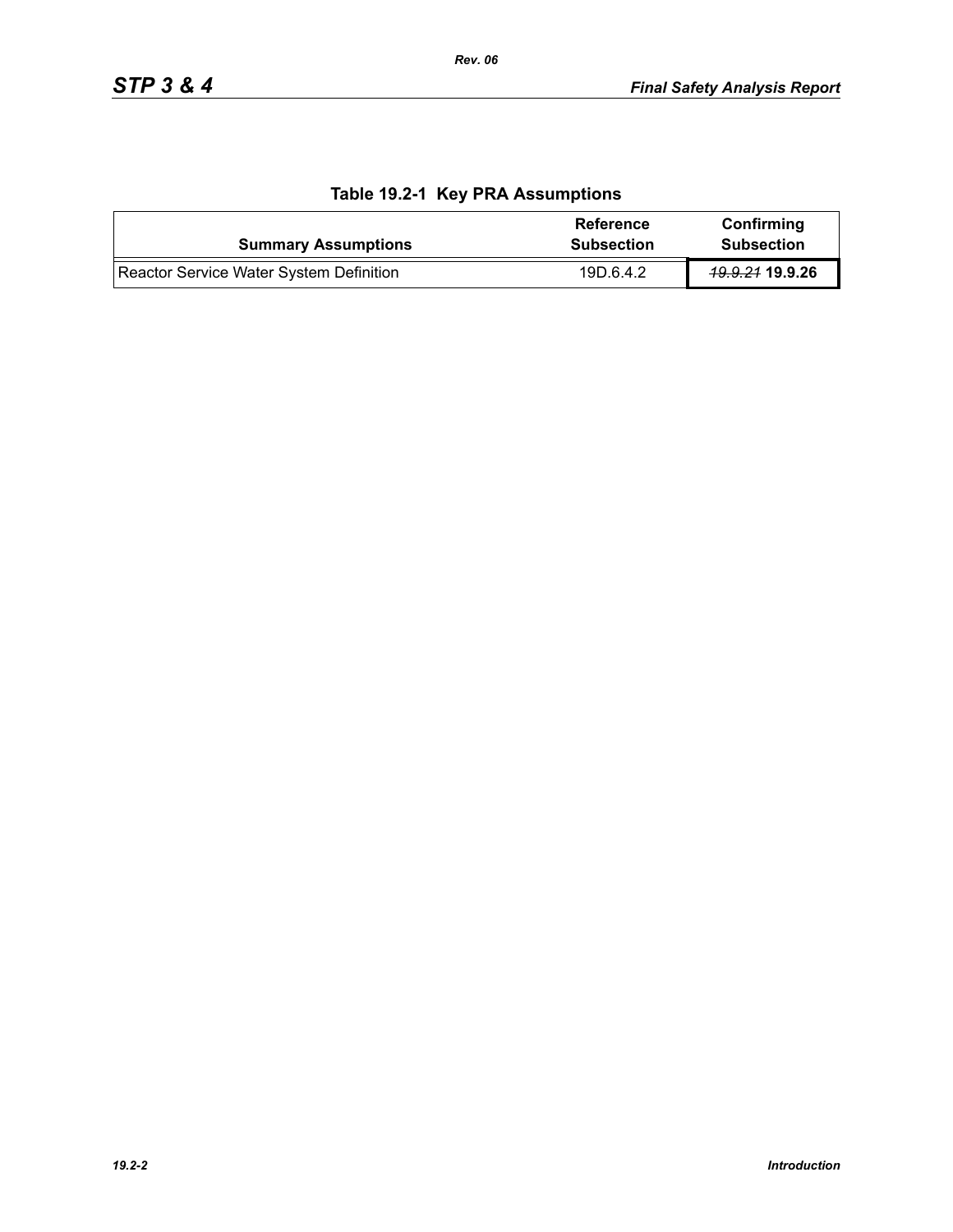**Table 19.2-1 Key PRA Assumptions**

| Summary Assumptions | Reference Subsection | Confirming Subsection |
|---|---|---|
| Reactor Service Water System Definition | 19D.6.4.2 | ~~19.9.21~~ **19.9.26** |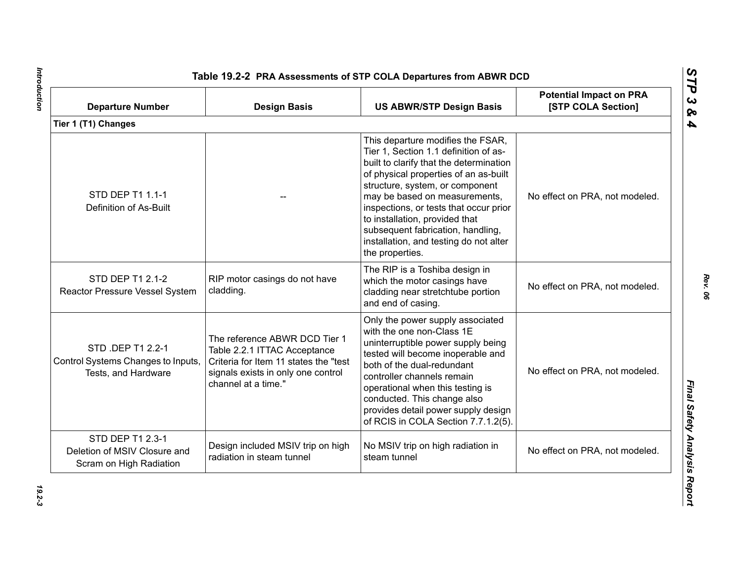## Table 19.2-2 PRA Assessments of STP COLA Departures from ABWR DCD

| Departure Number | Design Basis | US ABWR/STP Design Basis | Potential Impact on PRA [STP COLA Section] |
|---|---|---|---|
| **Tier 1 (T1) Changes** | | | |
| STD DEP T1 1.1-1 Definition of As-Built | -- | This departure modifies the FSAR, Tier 1, Section 1.1 definition of as-built to clarify that the determination of physical properties of an as-built structure, system, or component may be based on measurements, inspections, or tests that occur prior to installation, provided that subsequent fabrication, handling, installation, and testing do not alter the properties. | No effect on PRA, not modeled. |
| STD DEP T1 2.1-2 Reactor Pressure Vessel System | RIP motor casings do not have cladding. | The RIP is a Toshiba design in which the motor casings have cladding near stretchtube portion and end of casing. | No effect on PRA, not modeled. |
| STD .DEP T1 2.2-1 Control Systems Changes to Inputs, Tests, and Hardware | The reference ABWR DCD Tier 1 Table 2.2.1 ITTAC Acceptance Criteria for Item 11 states the "test signals exists in only one control channel at a time." | Only the power supply associated with the one non-Class 1E uninterruptible power supply being tested will become inoperable and both of the dual-redundant controller channels remain operational when this testing is conducted. This change also provides detail power supply design of RCIS in COLA Section 7.7.1.2(5). | No effect on PRA, not modeled. |
| STD DEP T1 2.3-1 Deletion of MSIV Closure and Scram on High Radiation | Design included MSIV trip on high radiation in steam tunnel | No MSIV trip on high radiation in steam tunnel | No effect on PRA, not modeled. |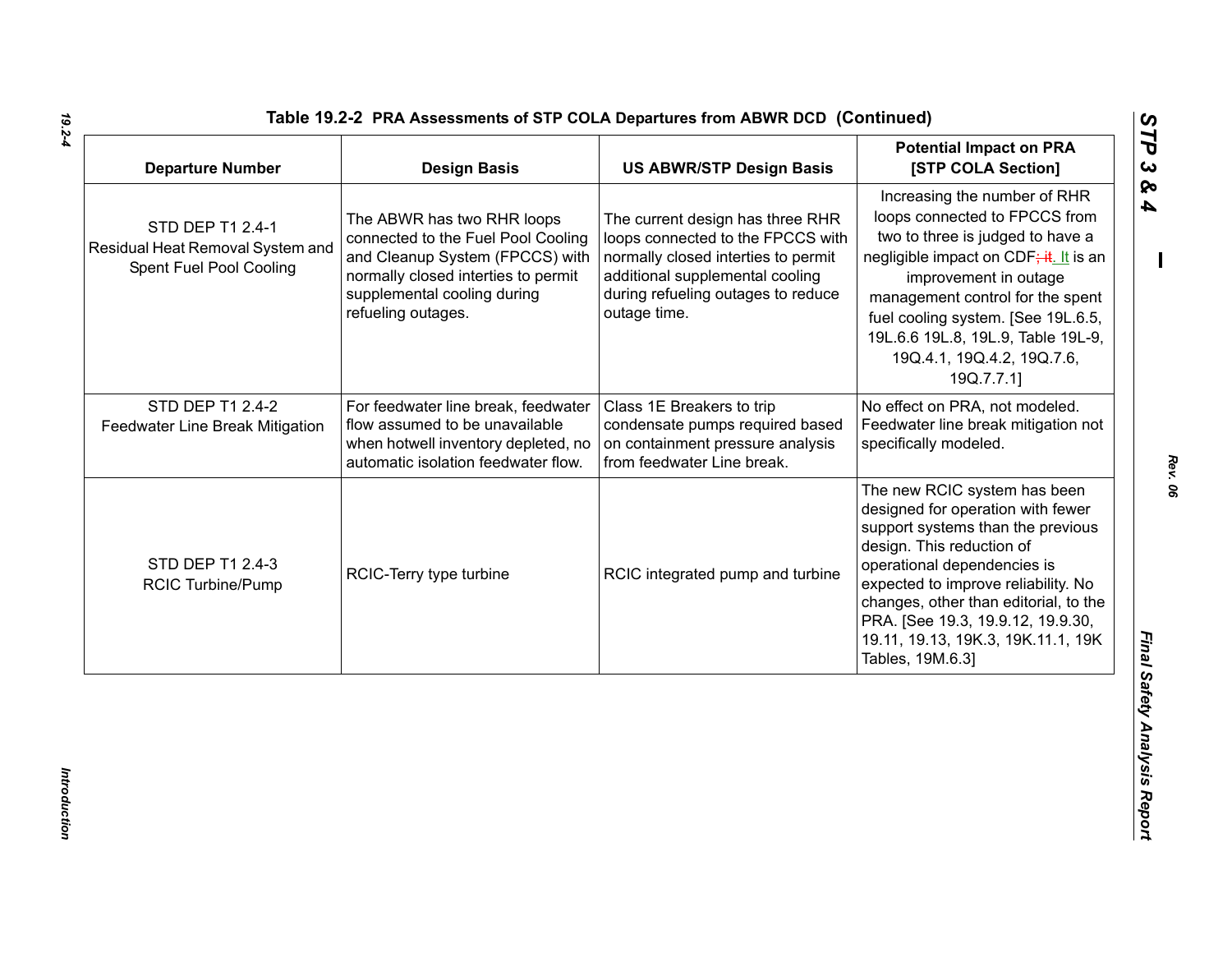### Table 19.2-2 PRA Assessments of STP COLA Departures from ABWR DCD (Continued)

| Departure Number | Design Basis | US ABWR/STP Design Basis | Potential Impact on PRA [STP COLA Section] |
|---|---|---|---|
| STD DEP T1 2.4-1 Residual Heat Removal System and Spent Fuel Pool Cooling | The ABWR has two RHR loops connected to the Fuel Pool Cooling and Cleanup System (FPCCS) with normally closed interties to permit supplemental cooling during refueling outages. | The current design has three RHR loops connected to the FPCCS with normally closed interties to permit additional supplemental cooling during refueling outages to reduce outage time. | Increasing the number of RHR loops connected to FPCCS from two to three is judged to have a negligible impact on CDF; it. It is an improvement in outage management control for the spent fuel cooling system. [See 19L.6.5, 19L.6.6 19L.8, 19L.9, Table 19L-9, 19Q.4.1, 19Q.4.2, 19Q.7.6, 19Q.7.7.1] |
| STD DEP T1 2.4-2 Feedwater Line Break Mitigation | For feedwater line break, feedwater flow assumed to be unavailable when hotwell inventory depleted, no automatic isolation feedwater flow. | Class 1E Breakers to trip condensate pumps required based on containment pressure analysis from feedwater Line break. | No effect on PRA, not modeled. Feedwater line break mitigation not specifically modeled. |
| STD DEP T1 2.4-3 RCIC Turbine/Pump | RCIC-Terry type turbine | RCIC integrated pump and turbine | The new RCIC system has been designed for operation with fewer support systems than the previous design. This reduction of operational dependencies is expected to improve reliability. No changes, other than editorial, to the PRA. [See 19.3, 19.9.12, 19.9.30, 19.11, 19.13, 19K.3, 19K.11.1, 19K Tables, 19M.6.3] |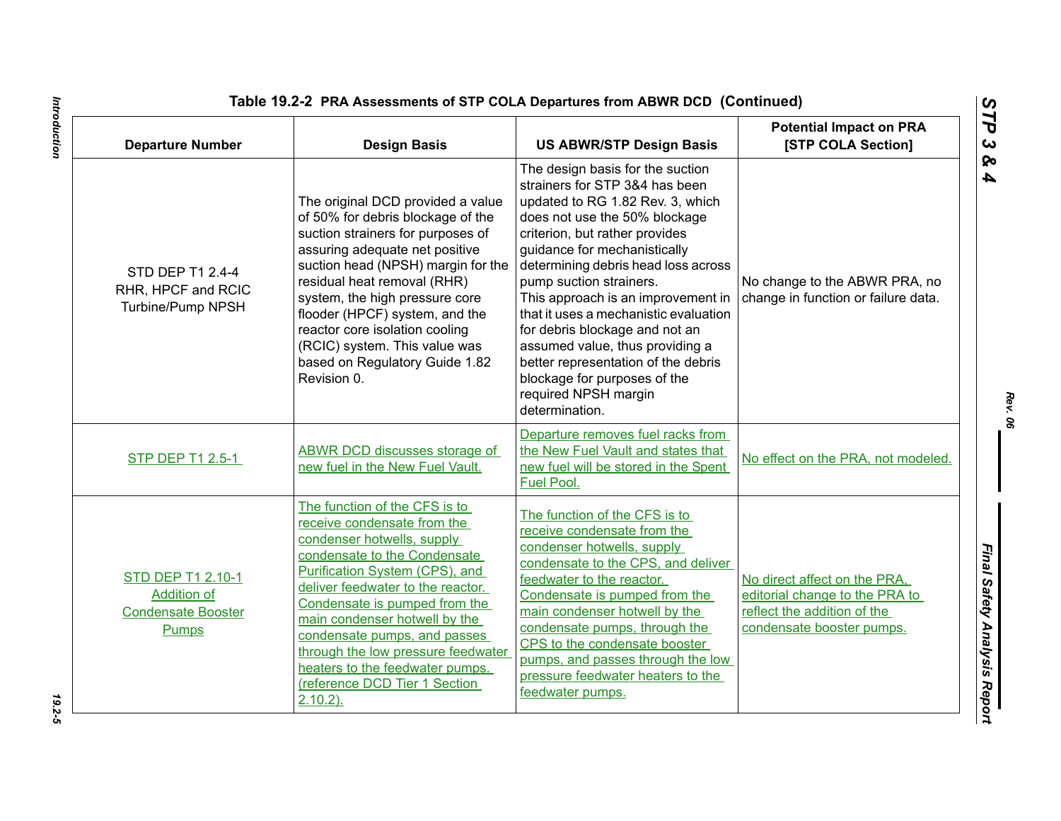**Table 19.2-2 PRA Assessments of STP COLA Departures from ABWR DCD (Continued)**

| Departure Number | Design Basis | US ABWR/STP Design Basis | Potential Impact on PRA [STP COLA Section] |
|---|---|---|---|
| STD DEP T1 2.4-4 RHR, HPCF and RCIC Turbine/Pump NPSH | The original DCD provided a value of 50% for debris blockage of the suction strainers for purposes of assuring adequate net positive suction head (NPSH) margin for the residual heat removal (RHR) system, the high pressure core flooder (HPCF) system, and the reactor core isolation cooling (RCIC) system. This value was based on Regulatory Guide 1.82 Revision 0. | The design basis for the suction strainers for STP 3&4 has been updated to RG 1.82 Rev. 3, which does not use the 50% blockage criterion, but rather provides guidance for mechanistically determining debris head loss across pump suction strainers. This approach is an improvement in that it uses a mechanistic evaluation for debris blockage and not an assumed value, thus providing a better representation of the debris blockage for purposes of the required NPSH margin determination. | No change to the ABWR PRA, no change in function or failure data. |
| STP DEP T1 2.5-1 | ABWR DCD discusses storage of new fuel in the New Fuel Vault. | Departure removes fuel racks from the New Fuel Vault and states that new fuel will be stored in the Spent Fuel Pool. | No effect on the PRA, not modeled. |
| STD DEP T1 2.10-1 Addition of Condensate Booster Pumps | The function of the CFS is to receive condensate from the condenser hotwells, supply condensate to the Condensate Purification System (CPS), and deliver feedwater to the reactor. Condensate is pumped from the main condenser hotwell by the condensate pumps, and passes through the low pressure feedwater heaters to the feedwater pumps. (reference DCD Tier 1 Section 2.10.2). | The function of the CFS is to receive condensate from the condenser hotwells, supply condensate to the CPS, and deliver feedwater to the reactor. Condensate is pumped from the main condenser hotwell by the condensate pumps, through the CPS to the condensate booster pumps, and passes through the low pressure feedwater heaters to the feedwater pumps. | No direct affect on the PRA, editorial change to the PRA to reflect the addition of the condensate booster pumps. |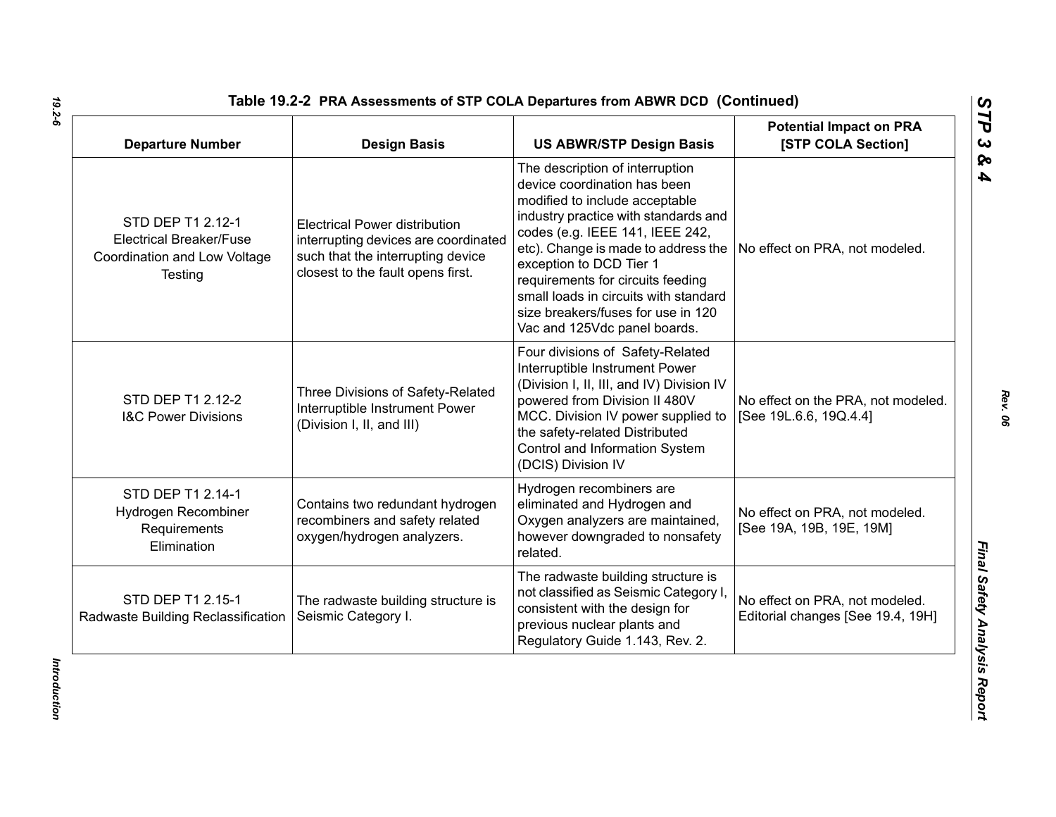**Table 19.2-2 PRA Assessments of STP COLA Departures from ABWR DCD (Continued)**

| Departure Number | Design Basis | US ABWR/STP Design Basis | Potential Impact on PRA [STP COLA Section] |
|---|---|---|---|
| STD DEP T1 2.12-1 Electrical Breaker/Fuse Coordination and Low Voltage Testing | Electrical Power distribution interrupting devices are coordinated such that the interrupting device closest to the fault opens first. | The description of interruption device coordination has been modified to include acceptable industry practice with standards and codes (e.g. IEEE 141, IEEE 242, etc). Change is made to address the exception to DCD Tier 1 requirements for circuits feeding small loads in circuits with standard size breakers/fuses for use in 120 Vac and 125Vdc panel boards. | No effect on PRA, not modeled. |
| STD DEP T1 2.12-2 I&C Power Divisions | Three Divisions of Safety-Related Interruptible Instrument Power (Division I, II, and III) | Four divisions of Safety-Related Interruptible Instrument Power (Division I, II, III, and IV) Division IV powered from Division II 480V MCC. Division IV power supplied to the safety-related Distributed Control and Information System (DCIS) Division IV | No effect on the PRA, not modeled. [See 19L.6.6, 19Q.4.4] |
| STD DEP T1 2.14-1 Hydrogen Recombiner Requirements Elimination | Contains two redundant hydrogen recombiners and safety related oxygen/hydrogen analyzers. | Hydrogen recombiners are eliminated and Hydrogen and Oxygen analyzers are maintained, however downgraded to nonsafety related. | No effect on PRA, not modeled. [See 19A, 19B, 19E, 19M] |
| STD DEP T1 2.15-1 Radwaste Building Reclassification | The radwaste building structure is Seismic Category I. | The radwaste building structure is not classified as Seismic Category I, consistent with the design for previous nuclear plants and Regulatory Guide 1.143, Rev. 2. | No effect on PRA, not modeled. Editorial changes [See 19.4, 19H] |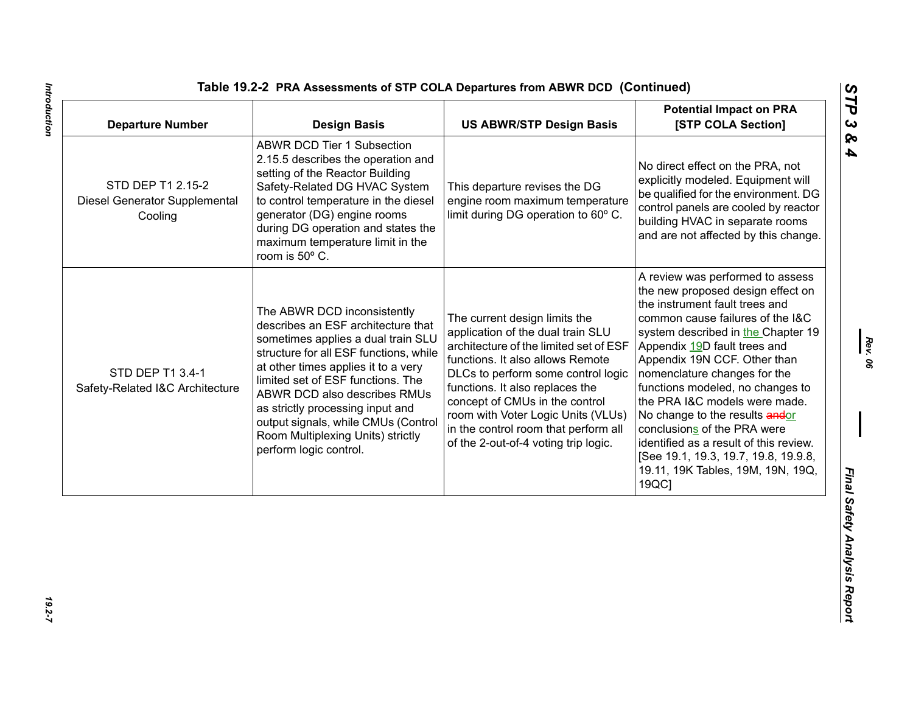**Table 19.2-2 PRA Assessments of STP COLA Departures from ABWR DCD (Continued)**

| Departure Number | Design Basis | US ABWR/STP Design Basis | Potential Impact on PRA [STP COLA Section] |
|---|---|---|---|
| STD DEP T1 2.15-2 Diesel Generator Supplemental Cooling | ABWR DCD Tier 1 Subsection 2.15.5 describes the operation and setting of the Reactor Building Safety-Related DG HVAC System to control temperature in the diesel generator (DG) engine rooms during DG operation and states the maximum temperature limit in the room is 50º C. | This departure revises the DG engine room maximum temperature limit during DG operation to 60º C. | No direct effect on the PRA, not explicitly modeled. Equipment will be qualified for the environment. DG control panels are cooled by reactor building HVAC in separate rooms and are not affected by this change. |
| STD DEP T1 3.4-1 Safety-Related I&C Architecture | The ABWR DCD inconsistently describes an ESF architecture that sometimes applies a dual train SLU structure for all ESF functions, while at other times applies it to a very limited set of ESF functions. The ABWR DCD also describes RMUs as strictly processing input and output signals, while CMUs (Control Room Multiplexing Units) strictly perform logic control. | The current design limits the application of the dual train SLU architecture of the limited set of ESF functions. It also allows Remote DLCs to perform some control logic functions. It also replaces the concept of CMUs in the control room with Voter Logic Units (VLUs) in the control room that perform all of the 2-out-of-4 voting trip logic. | A review was performed to assess the new proposed design effect on the instrument fault trees and common cause failures of the I&C system described in the Chapter 19 Appendix 19D fault trees and Appendix 19N CCF. Other than nomenclature changes for the functions modeled, no changes to the PRA I&C models were made. No change to the results andor conclusions of the PRA were identified as a result of this review. [See 19.1, 19.3, 19.7, 19.8, 19.9.8, 19.11, 19K Tables, 19M, 19N, 19Q, 19QC] |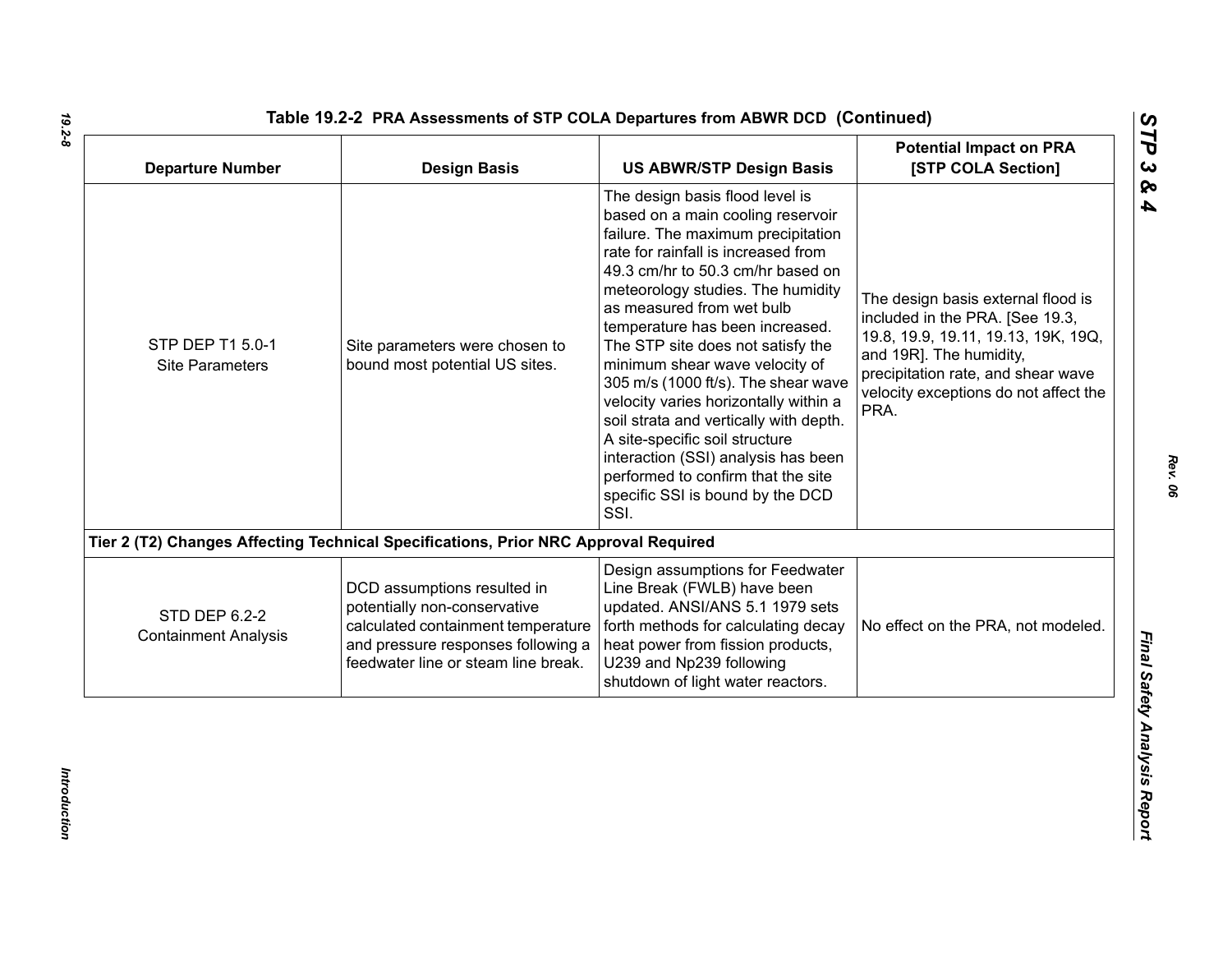Table 19.2-2 PRA Assessments of STP COLA Departures from ABWR DCD (Continued)

| Departure Number | Design Basis | US ABWR/STP Design Basis | Potential Impact on PRA [STP COLA Section] |
|---|---|---|---|
| STP DEP T1 5.0-1 Site Parameters | Site parameters were chosen to bound most potential US sites. | The design basis flood level is based on a main cooling reservoir failure. The maximum precipitation rate for rainfall is increased from 49.3 cm/hr to 50.3 cm/hr based on meteorology studies. The humidity as measured from wet bulb temperature has been increased. The STP site does not satisfy the minimum shear wave velocity of 305 m/s (1000 ft/s). The shear wave velocity varies horizontally within a soil strata and vertically with depth. A site-specific soil structure interaction (SSI) analysis has been performed to confirm that the site specific SSI is bound by the DCD SSI. | The design basis external flood is included in the PRA. [See 19.3, 19.8, 19.9, 19.11, 19.13, 19K, 19Q, and 19R]. The humidity, precipitation rate, and shear wave velocity exceptions do not affect the PRA. |
| **Tier 2 (T2) Changes Affecting Technical Specifications, Prior NRC Approval Required** | | | |
| STD DEP 6.2-2 Containment Analysis | DCD assumptions resulted in potentially non-conservative calculated containment temperature and pressure responses following a feedwater line or steam line break. | Design assumptions for Feedwater Line Break (FWLB) have been updated. ANSI/ANS 5.1 1979 sets forth methods for calculating decay heat power from fission products, U239 and Np239 following shutdown of light water reactors. | No effect on the PRA, not modeled. |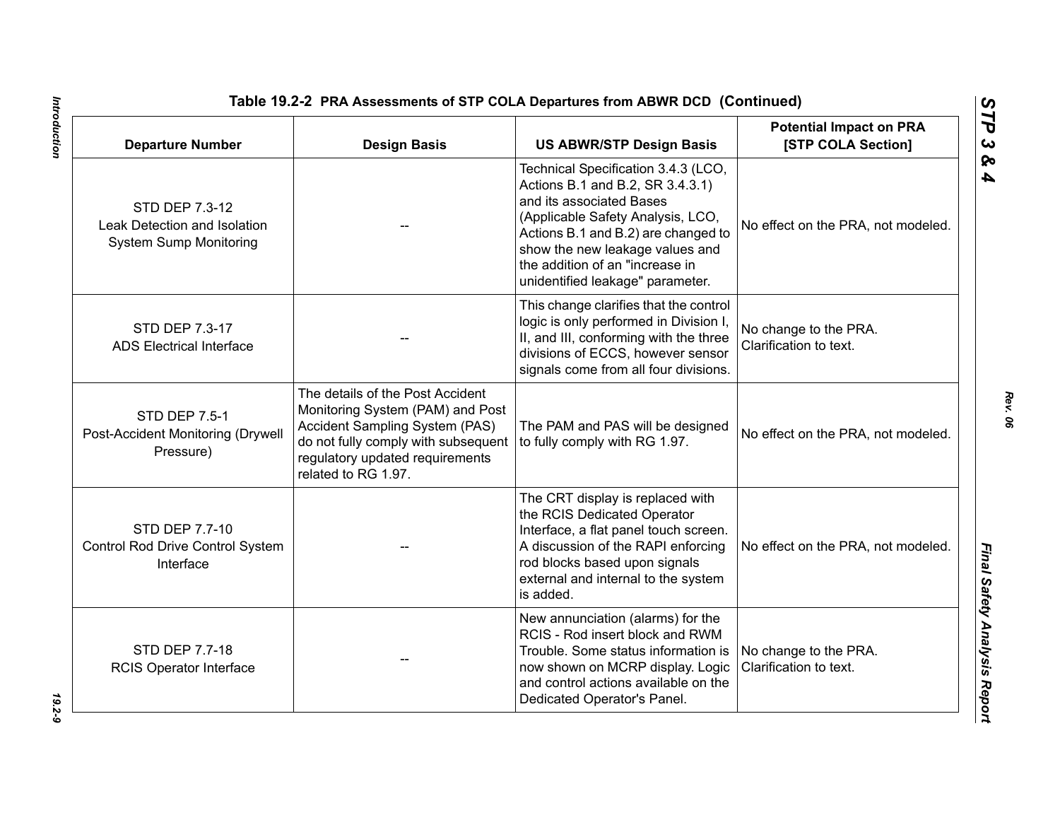**Table 19.2-2 PRA Assessments of STP COLA Departures from ABWR DCD (Continued)**

| Departure Number | Design Basis | US ABWR/STP Design Basis | Potential Impact on PRA [STP COLA Section] |
|---|---|---|---|
| STD DEP 7.3-12 Leak Detection and Isolation System Sump Monitoring | -- | Technical Specification 3.4.3 (LCO, Actions B.1 and B.2, SR 3.4.3.1) and its associated Bases (Applicable Safety Analysis, LCO, Actions B.1 and B.2) are changed to show the new leakage values and the addition of an "increase in unidentified leakage" parameter. | No effect on the PRA, not modeled. |
| STD DEP 7.3-17 ADS Electrical Interface | -- | This change clarifies that the control logic is only performed in Division I, II, and III, conforming with the three divisions of ECCS, however sensor signals come from all four divisions. | No change to the PRA. Clarification to text. |
| STD DEP 7.5-1 Post-Accident Monitoring (Drywell Pressure) | The details of the Post Accident Monitoring System (PAM) and Post Accident Sampling System (PAS) do not fully comply with subsequent regulatory updated requirements related to RG 1.97. | The PAM and PAS will be designed to fully comply with RG 1.97. | No effect on the PRA, not modeled. |
| STD DEP 7.7-10 Control Rod Drive Control System Interface | -- | The CRT display is replaced with the RCIS Dedicated Operator Interface, a flat panel touch screen. A discussion of the RAPI enforcing rod blocks based upon signals external and internal to the system is added. | No effect on the PRA, not modeled. |
| STD DEP 7.7-18 RCIS Operator Interface | -- | New annunciation (alarms) for the RCIS - Rod insert block and RWM Trouble. Some status information is now shown on MCRP display. Logic and control actions available on the Dedicated Operator's Panel. | No change to the PRA. Clarification to text. |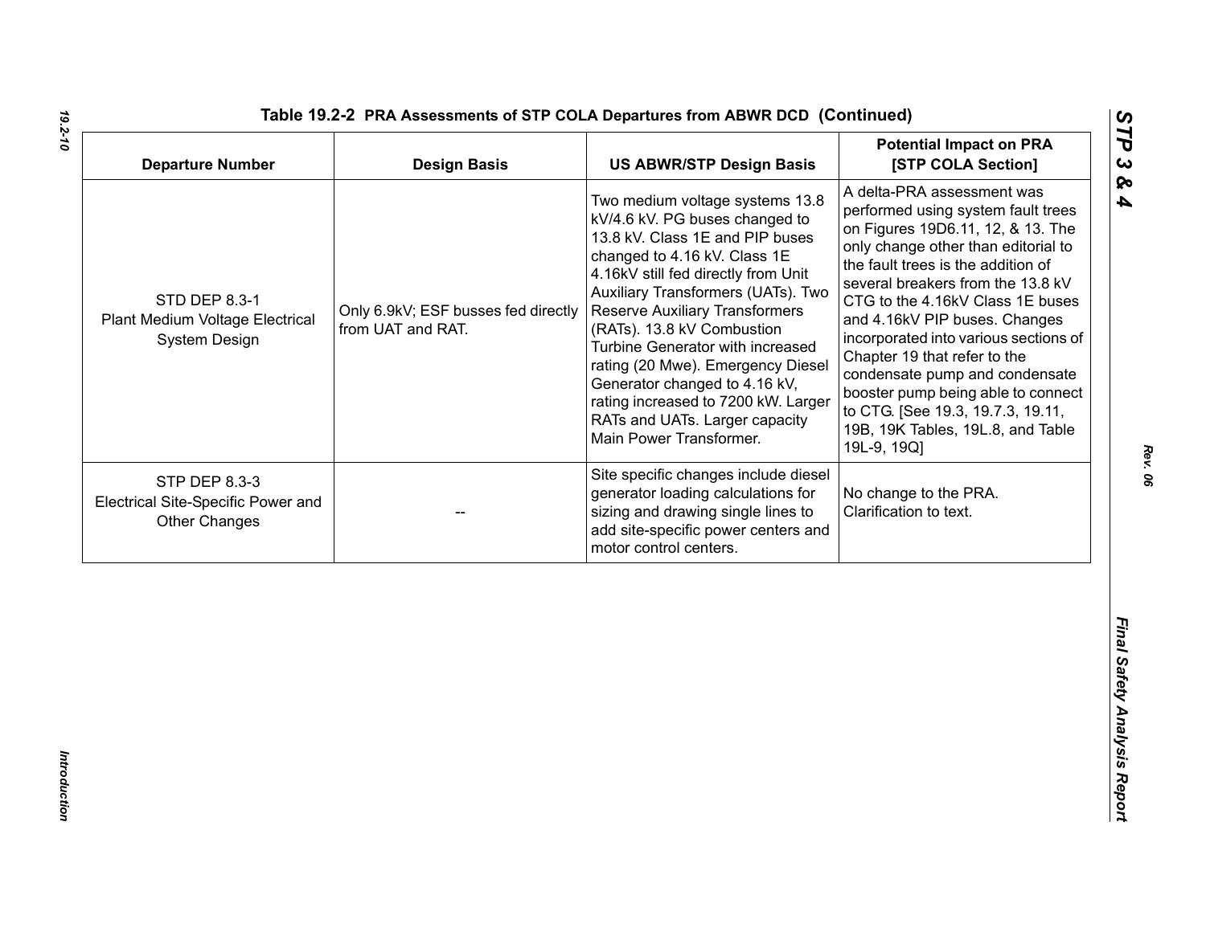**Table 19.2-2 PRA Assessments of STP COLA Departures from ABWR DCD (Continued)**

| Departure Number | Design Basis | US ABWR/STP Design Basis | Potential Impact on PRA [STP COLA Section] |
|---|---|---|---|
| STD DEP 8.3-1 Plant Medium Voltage Electrical System Design | Only 6.9kV; ESF busses fed directly from UAT and RAT. | Two medium voltage systems 13.8 kV/4.6 kV. PG buses changed to 13.8 kV. Class 1E and PIP buses changed to 4.16 kV. Class 1E 4.16kV still fed directly from Unit Auxiliary Transformers (UATs). Two Reserve Auxiliary Transformers (RATs). 13.8 kV Combustion Turbine Generator with increased rating (20 Mwe). Emergency Diesel Generator changed to 4.16 kV, rating increased to 7200 kW. Larger RATs and UATs. Larger capacity Main Power Transformer. | A delta-PRA assessment was performed using system fault trees on Figures 19D6.11, 12, & 13. The only change other than editorial to the fault trees is the addition of several breakers from the 13.8 kV CTG to the 4.16kV Class 1E buses and 4.16kV PIP buses. Changes incorporated into various sections of Chapter 19 that refer to the condensate pump and condensate booster pump being able to connect to CTG. [See 19.3, 19.7.3, 19.11, 19B, 19K Tables, 19L.8, and Table 19L-9, 19Q] |
| STP DEP 8.3-3 Electrical Site-Specific Power and Other Changes | -- | Site specific changes include diesel generator loading calculations for sizing and drawing single lines to add site-specific power centers and motor control centers. | No change to the PRA. Clarification to text. |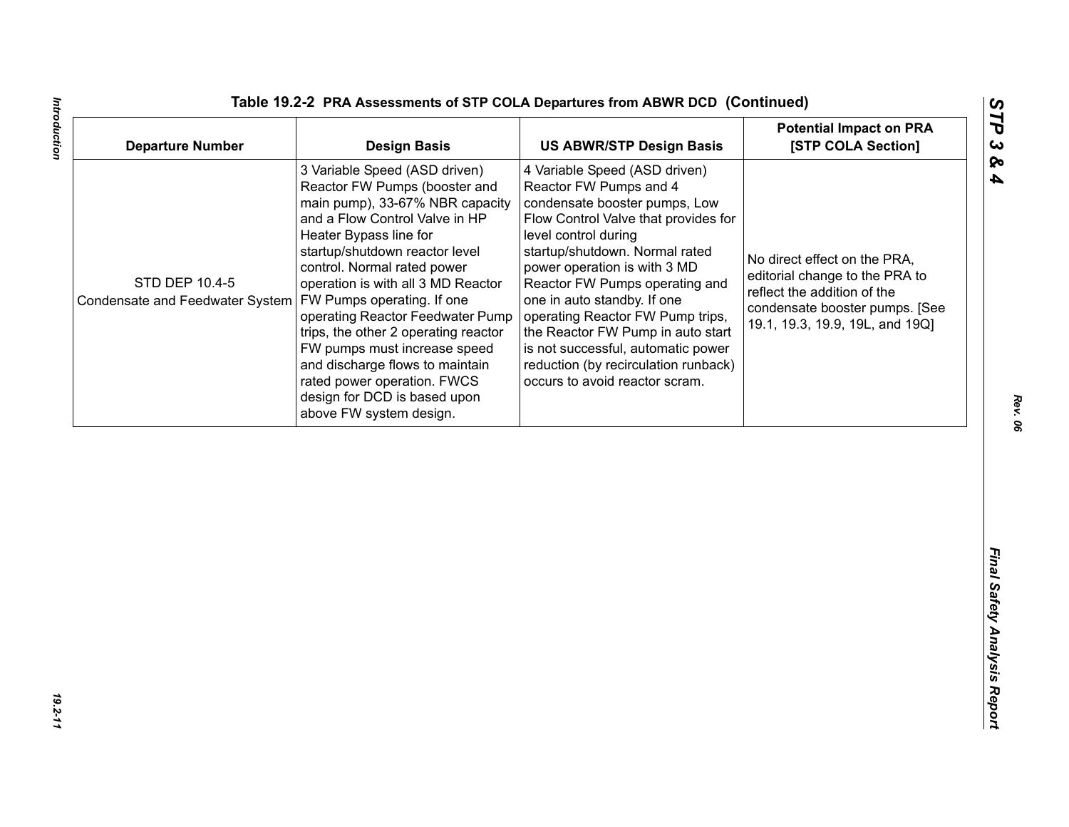Table 19.2-2 PRA Assessments of STP COLA Departures from ABWR DCD (Continued)

| Departure Number | Design Basis | US ABWR/STP Design Basis | Potential Impact on PRA [STP COLA Section] |
|---|---|---|---|
| STD DEP 10.4-5 Condensate and Feedwater System | 3 Variable Speed (ASD driven) Reactor FW Pumps (booster and main pump), 33-67% NBR capacity and a Flow Control Valve in HP Heater Bypass line for startup/shutdown reactor level control. Normal rated power operation is with all 3 MD Reactor FW Pumps operating. If one operating Reactor Feedwater Pump trips, the other 2 operating reactor FW pumps must increase speed and discharge flows to maintain rated power operation. FWCS design for DCD is based upon above FW system design. | 4 Variable Speed (ASD driven) Reactor FW Pumps and 4 condensate booster pumps, Low Flow Control Valve that provides for level control during startup/shutdown. Normal rated power operation is with 3 MD Reactor FW Pumps operating and one in auto standby. If one operating Reactor FW Pump trips, the Reactor FW Pump in auto start is not successful, automatic power reduction (by recirculation runback) occurs to avoid reactor scram. | No direct effect on the PRA, editorial change to the PRA to reflect the addition of the condensate booster pumps. [See 19.1, 19.3, 19.9, 19L, and 19Q] |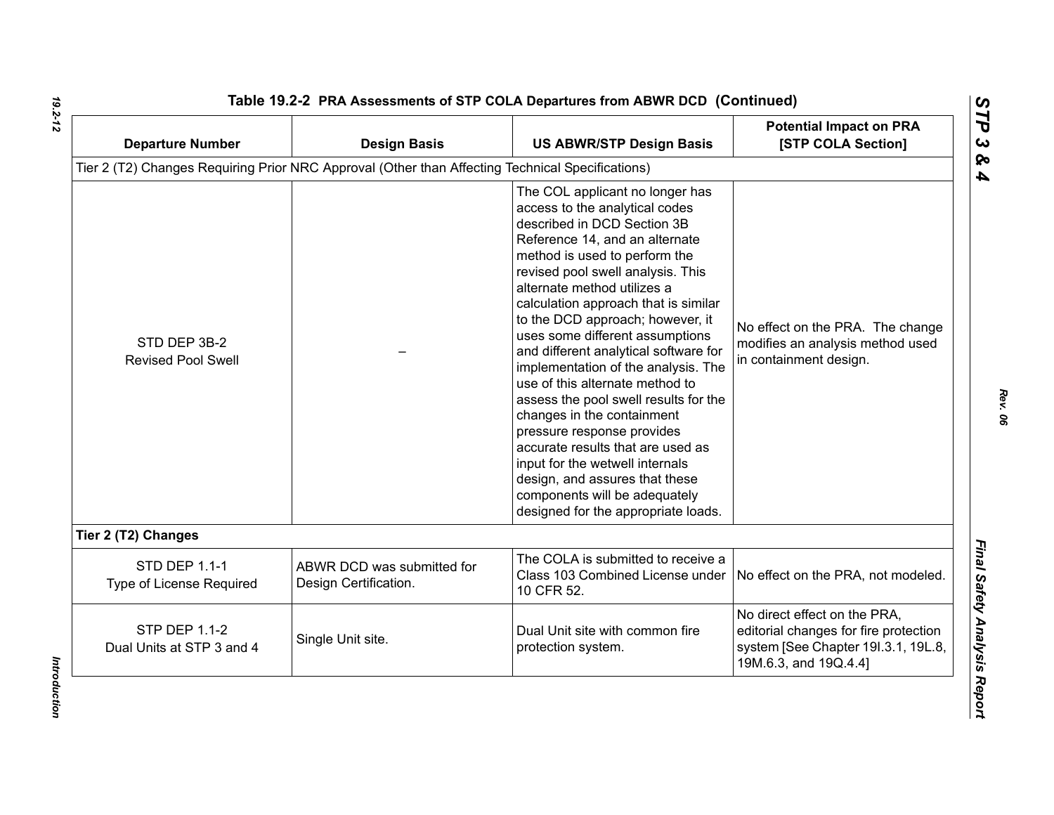### Table 19.2-2 PRA Assessments of STP COLA Departures from ABWR DCD (Continued)

| Departure Number | Design Basis | US ABWR/STP Design Basis | Potential Impact on PRA [STP COLA Section] |
|---|---|---|---|
| Tier 2 (T2) Changes Requiring Prior NRC Approval (Other than Affecting Technical Specifications) | | | |
| STD DEP 3B-2 Revised Pool Swell | – | The COL applicant no longer has access to the analytical codes described in DCD Section 3B Reference 14, and an alternate method is used to perform the revised pool swell analysis. This alternate method utilizes a calculation approach that is similar to the DCD approach; however, it uses some different assumptions and different analytical software for implementation of the analysis. The use of this alternate method to assess the pool swell results for the changes in the containment pressure response provides accurate results that are used as input for the wetwell internals design, and assures that these components will be adequately designed for the appropriate loads. | No effect on the PRA. The change modifies an analysis method used in containment design. |
| **Tier 2 (T2) Changes** | | | |
| STD DEP 1.1-1 Type of License Required | ABWR DCD was submitted for Design Certification. | The COLA is submitted to receive a Class 103 Combined License under 10 CFR 52. | No effect on the PRA, not modeled. |
| STP DEP 1.1-2 Dual Units at STP 3 and 4 | Single Unit site. | Dual Unit site with common fire protection system. | No direct effect on the PRA, editorial changes for fire protection system [See Chapter 19I.3.1, 19L.8, 19M.6.3, and 19Q.4.4] |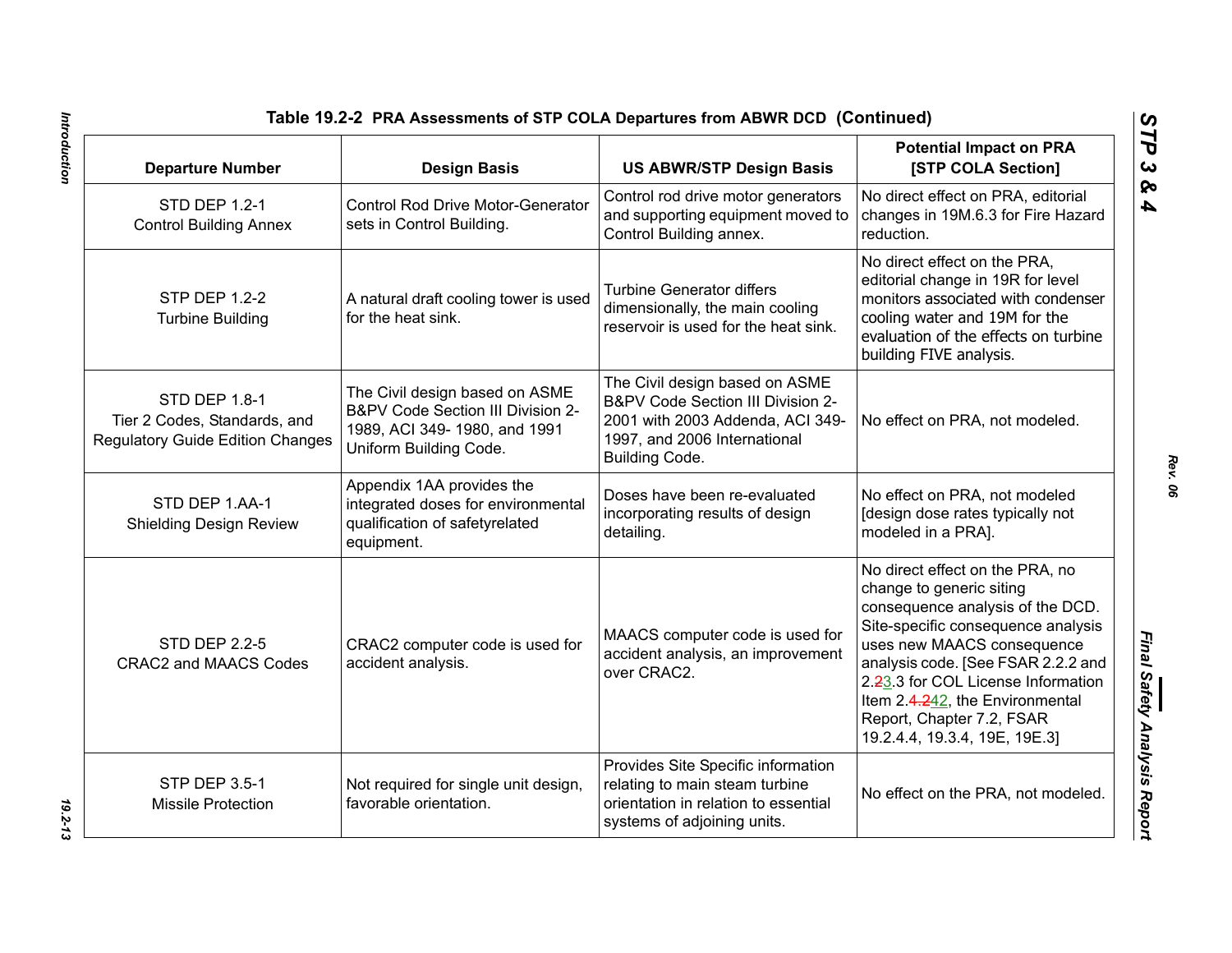**Table 19.2-2 PRA Assessments of STP COLA Departures from ABWR DCD (Continued)**

| Departure Number | Design Basis | US ABWR/STP Design Basis | Potential Impact on PRA [STP COLA Section] |
|---|---|---|---|
| STD DEP 1.2-1 Control Building Annex | Control Rod Drive Motor-Generator sets in Control Building. | Control rod drive motor generators and supporting equipment moved to Control Building annex. | No direct effect on PRA, editorial changes in 19M.6.3 for Fire Hazard reduction. |
| STP DEP 1.2-2 Turbine Building | A natural draft cooling tower is used for the heat sink. | Turbine Generator differs dimensionally, the main cooling reservoir is used for the heat sink. | No direct effect on the PRA, editorial change in 19R for level monitors associated with condenser cooling water and 19M for the evaluation of the effects on turbine building FIVE analysis. |
| STD DEP 1.8-1 Tier 2 Codes, Standards, and Regulatory Guide Edition Changes | The Civil design based on ASME B&PV Code Section III Division 2-1989, ACI 349- 1980, and 1991 Uniform Building Code. | The Civil design based on ASME B&PV Code Section III Division 2-2001 with 2003 Addenda, ACI 349-1997, and 2006 International Building Code. | No effect on PRA, not modeled. |
| STD DEP 1.AA-1 Shielding Design Review | Appendix 1AA provides the integrated doses for environmental qualification of safetyrelated equipment. | Doses have been re-evaluated incorporating results of design detailing. | No effect on PRA, not modeled [design dose rates typically not modeled in a PRA]. |
| STD DEP 2.2-5 CRAC2 and MAACS Codes | CRAC2 computer code is used for accident analysis. | MAACS computer code is used for accident analysis, an improvement over CRAC2. | No direct effect on the PRA, no change to generic siting consequence analysis of the DCD. Site-specific consequence analysis uses new MAACS consequence analysis code. [See FSAR 2.2.2 and 2.~~2~~3.3 for COL License Information Item 2.~~4.2~~42, the Environmental Report, Chapter 7.2, FSAR 19.2.4.4, 19.3.4, 19E, 19E.3] |
| STP DEP 3.5-1 Missile Protection | Not required for single unit design, favorable orientation. | Provides Site Specific information relating to main steam turbine orientation in relation to essential systems of adjoining units. | No effect on the PRA, not modeled. |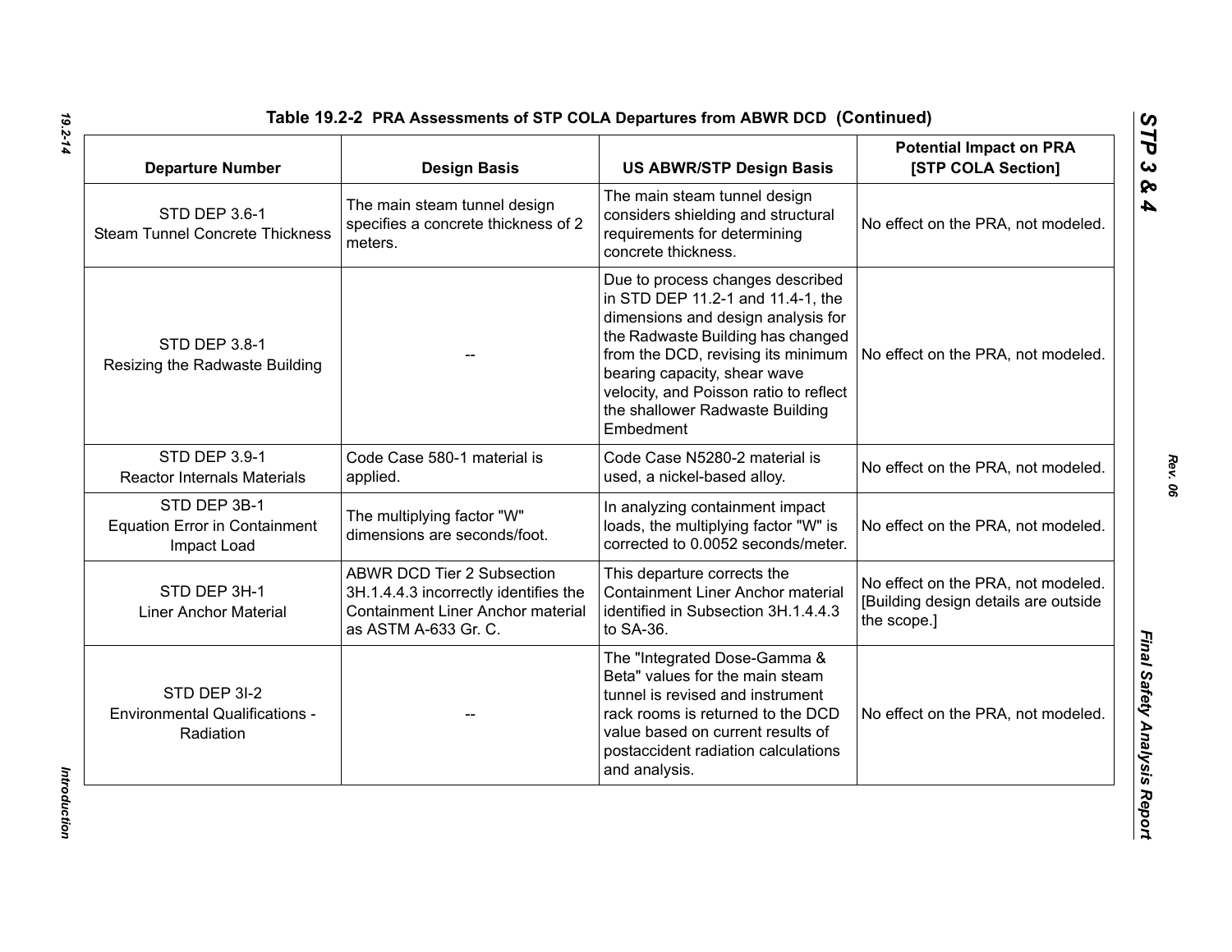**Table 19.2-2 PRA Assessments of STP COLA Departures from ABWR DCD (Continued)**

| Departure Number | Design Basis | US ABWR/STP Design Basis | Potential Impact on PRA [STP COLA Section] |
|---|---|---|---|
| STD DEP 3.6-1 Steam Tunnel Concrete Thickness | The main steam tunnel design specifies a concrete thickness of 2 meters. | The main steam tunnel design considers shielding and structural requirements for determining concrete thickness. | No effect on the PRA, not modeled. |
| STD DEP 3.8-1 Resizing the Radwaste Building | -- | Due to process changes described in STD DEP 11.2-1 and 11.4-1, the dimensions and design analysis for the Radwaste Building has changed from the DCD, revising its minimum bearing capacity, shear wave velocity, and Poisson ratio to reflect the shallower Radwaste Building Embedment | No effect on the PRA, not modeled. |
| STD DEP 3.9-1 Reactor Internals Materials | Code Case 580-1 material is applied. | Code Case N5280-2 material is used, a nickel-based alloy. | No effect on the PRA, not modeled. |
| STD DEP 3B-1 Equation Error in Containment Impact Load | The multiplying factor "W" dimensions are seconds/foot. | In analyzing containment impact loads, the multiplying factor "W" is corrected to 0.0052 seconds/meter. | No effect on the PRA, not modeled. |
| STD DEP 3H-1 Liner Anchor Material | ABWR DCD Tier 2 Subsection 3H.1.4.4.3 incorrectly identifies the Containment Liner Anchor material as ASTM A-633 Gr. C. | This departure corrects the Containment Liner Anchor material identified in Subsection 3H.1.4.4.3 to SA-36. | No effect on the PRA, not modeled. [Building design details are outside the scope.] |
| STD DEP 3I-2 Environmental Qualifications - Radiation | -- | The "Integrated Dose-Gamma & Beta" values for the main steam tunnel is revised and instrument rack rooms is returned to the DCD value based on current results of postaccident radiation calculations and analysis. | No effect on the PRA, not modeled. |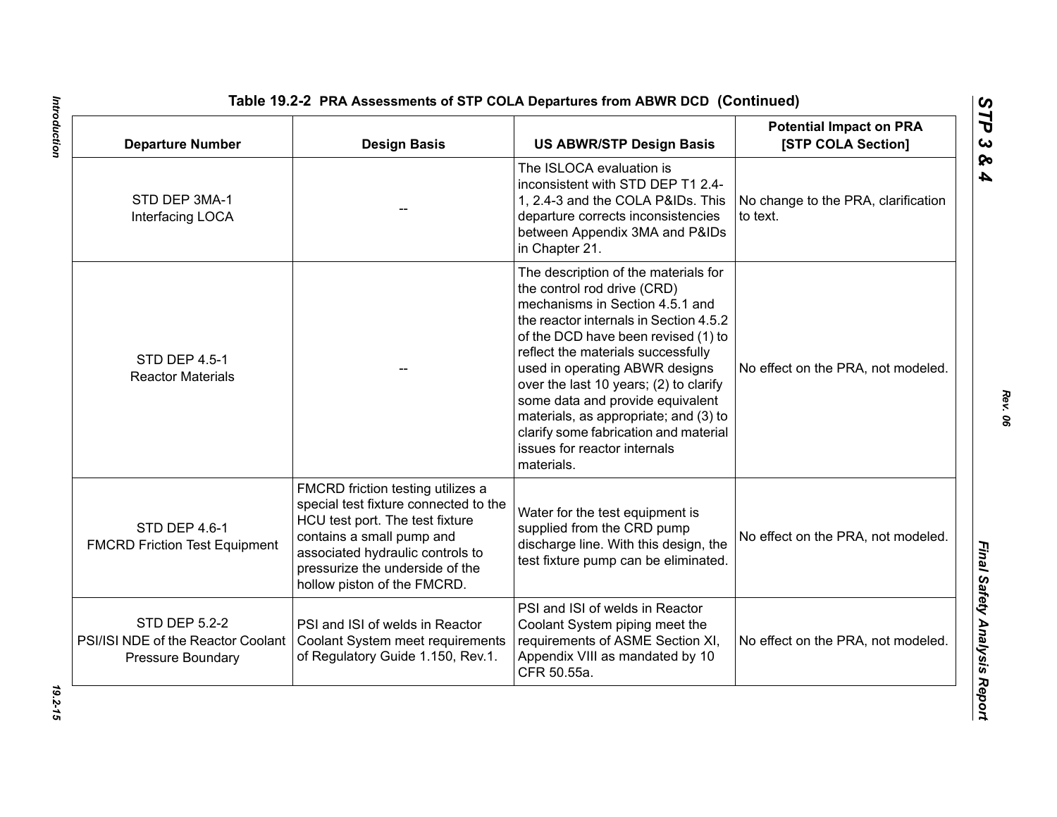### Table 19.2-2 PRA Assessments of STP COLA Departures from ABWR DCD (Continued)

| Departure Number | Design Basis | US ABWR/STP Design Basis | Potential Impact on PRA [STP COLA Section] |
|---|---|---|---|
| STD DEP 3MA-1 Interfacing LOCA | -- | The ISLOCA evaluation is inconsistent with STD DEP T1 2.4-1, 2.4-3 and the COLA P&IDs. This departure corrects inconsistencies between Appendix 3MA and P&IDs in Chapter 21. | No change to the PRA, clarification to text. |
| STD DEP 4.5-1 Reactor Materials | -- | The description of the materials for the control rod drive (CRD) mechanisms in Section 4.5.1 and the reactor internals in Section 4.5.2 of the DCD have been revised (1) to reflect the materials successfully used in operating ABWR designs over the last 10 years; (2) to clarify some data and provide equivalent materials, as appropriate; and (3) to clarify some fabrication and material issues for reactor internals materials. | No effect on the PRA, not modeled. |
| STD DEP 4.6-1 FMCRD Friction Test Equipment | FMCRD friction testing utilizes a special test fixture connected to the HCU test port. The test fixture contains a small pump and associated hydraulic controls to pressurize the underside of the hollow piston of the FMCRD. | Water for the test equipment is supplied from the CRD pump discharge line. With this design, the test fixture pump can be eliminated. | No effect on the PRA, not modeled. |
| STD DEP 5.2-2 PSI/ISI NDE of the Reactor Coolant Pressure Boundary | PSI and ISI of welds in Reactor Coolant System meet requirements of Regulatory Guide 1.150, Rev.1. | PSI and ISI of welds in Reactor Coolant System piping meet the requirements of ASME Section XI, Appendix VIII as mandated by 10 CFR 50.55a. | No effect on the PRA, not modeled. |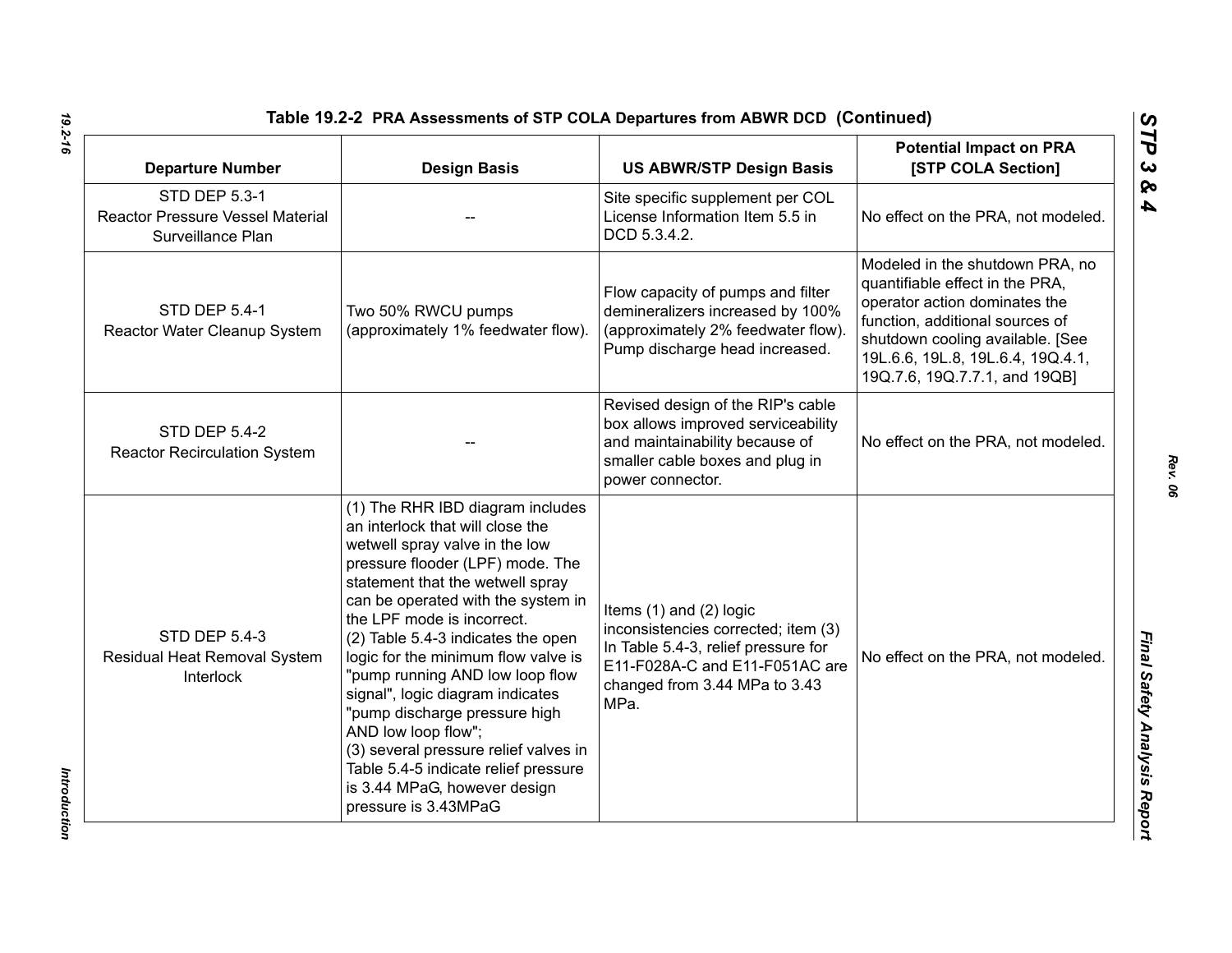## Table 19.2-2 PRA Assessments of STP COLA Departures from ABWR DCD (Continued)

| Departure Number | Design Basis | US ABWR/STP Design Basis | Potential Impact on PRA [STP COLA Section] |
|---|---|---|---|
| STD DEP 5.3-1 Reactor Pressure Vessel Material Surveillance Plan | -- | Site specific supplement per COL License Information Item 5.5 in DCD 5.3.4.2. | No effect on the PRA, not modeled. |
| STD DEP 5.4-1 Reactor Water Cleanup System | Two 50% RWCU pumps (approximately 1% feedwater flow). | Flow capacity of pumps and filter demineralizers increased by 100% (approximately 2% feedwater flow). Pump discharge head increased. | Modeled in the shutdown PRA, no quantifiable effect in the PRA, operator action dominates the function, additional sources of shutdown cooling available. [See 19L.6.6, 19L.8, 19L.6.4, 19Q.4.1, 19Q.7.6, 19Q.7.7.1, and 19QB] |
| STD DEP 5.4-2 Reactor Recirculation System | -- | Revised design of the RIP's cable box allows improved serviceability and maintainability because of smaller cable boxes and plug in power connector. | No effect on the PRA, not modeled. |
| STD DEP 5.4-3 Residual Heat Removal System Interlock | (1) The RHR IBD diagram includes an interlock that will close the wetwell spray valve in the low pressure flooder (LPF) mode. The statement that the wetwell spray can be operated with the system in the LPF mode is incorrect. (2) Table 5.4-3 indicates the open logic for the minimum flow valve is "pump running AND low loop flow signal", logic diagram indicates "pump discharge pressure high AND low loop flow"; (3) several pressure relief valves in Table 5.4-5 indicate relief pressure is 3.44 MPaG, however design pressure is 3.43MPaG | Items (1) and (2) logic inconsistencies corrected; item (3) In Table 5.4-3, relief pressure for E11-F028A-C and E11-F051AC are changed from 3.44 MPa to 3.43 MPa. | No effect on the PRA, not modeled. |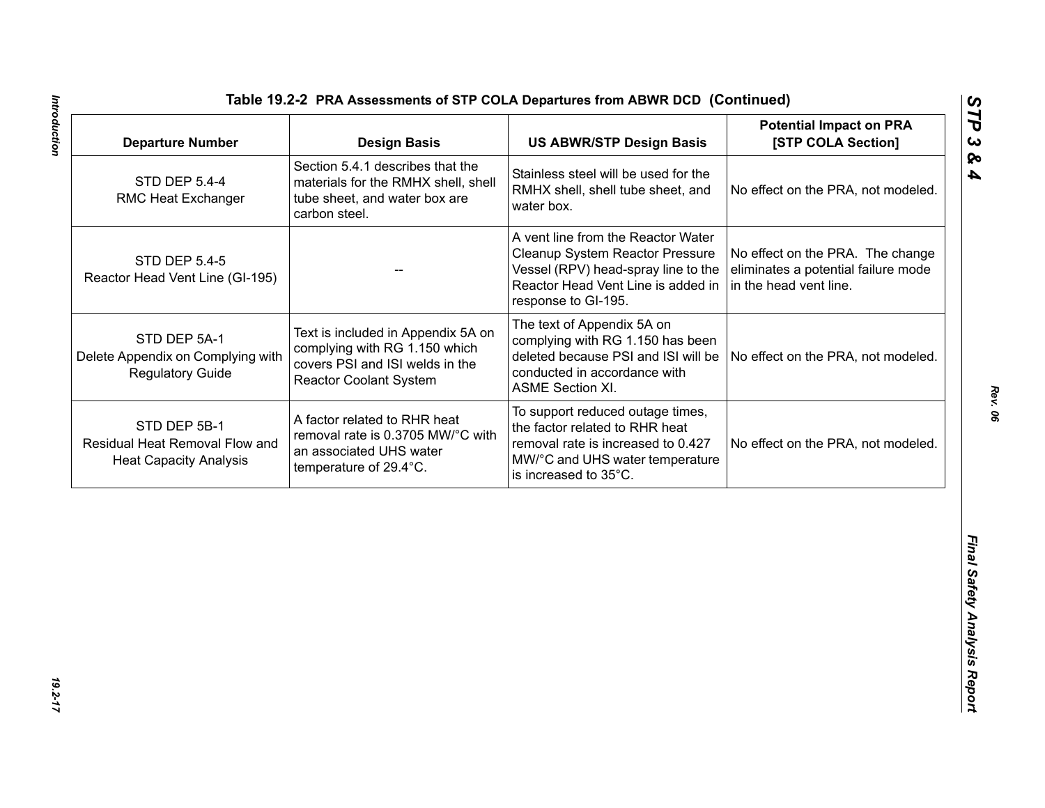**Table 19.2-2 PRA Assessments of STP COLA Departures from ABWR DCD (Continued)**

| Departure Number | Design Basis | US ABWR/STP Design Basis | Potential Impact on PRA [STP COLA Section] |
|---|---|---|---|
| STD DEP 5.4-4 RMC Heat Exchanger | Section 5.4.1 describes that the materials for the RMHX shell, shell tube sheet, and water box are carbon steel. | Stainless steel will be used for the RMHX shell, shell tube sheet, and water box. | No effect on the PRA, not modeled. |
| STD DEP 5.4-5 Reactor Head Vent Line (GI-195) | -- | A vent line from the Reactor Water Cleanup System Reactor Pressure Vessel (RPV) head-spray line to the Reactor Head Vent Line is added in response to GI-195. | No effect on the PRA. The change eliminates a potential failure mode in the head vent line. |
| STD DEP 5A-1 Delete Appendix on Complying with Regulatory Guide | Text is included in Appendix 5A on complying with RG 1.150 which covers PSI and ISI welds in the Reactor Coolant System | The text of Appendix 5A on complying with RG 1.150 has been deleted because PSI and ISI will be conducted in accordance with ASME Section XI. | No effect on the PRA, not modeled. |
| STD DEP 5B-1 Residual Heat Removal Flow and Heat Capacity Analysis | A factor related to RHR heat removal rate is 0.3705 MW/°C with an associated UHS water temperature of 29.4°C. | To support reduced outage times, the factor related to RHR heat removal rate is increased to 0.427 MW/°C and UHS water temperature is increased to 35°C. | No effect on the PRA, not modeled. |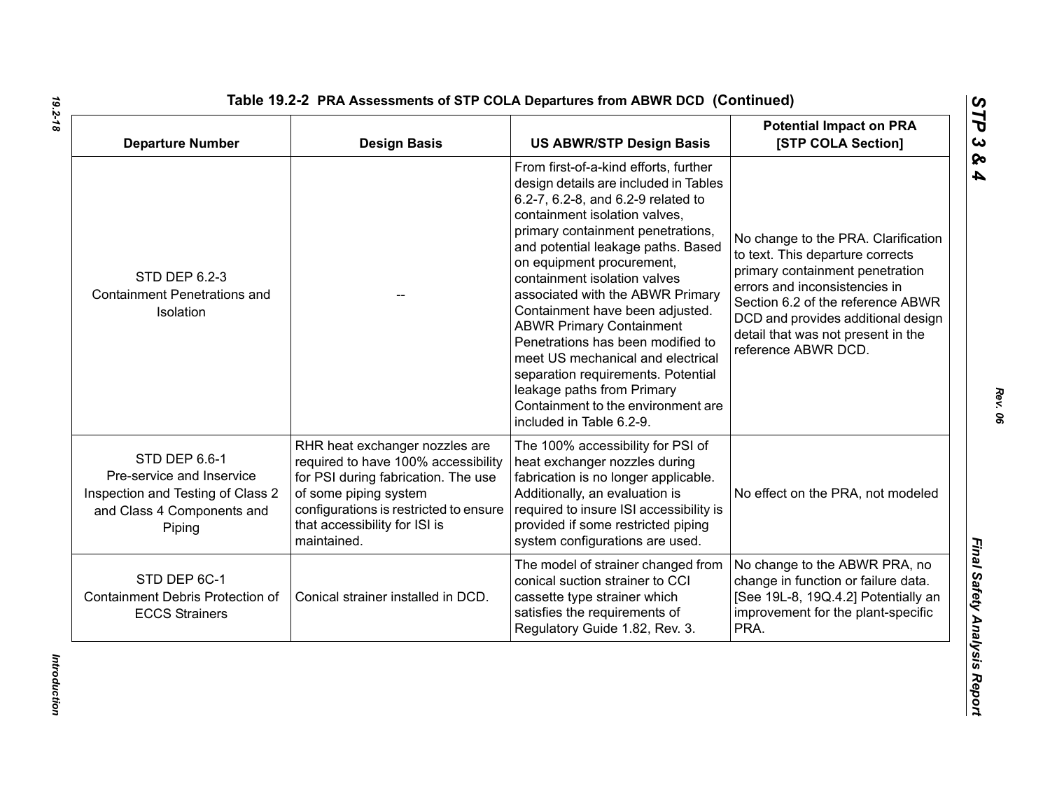**Table 19.2-2 PRA Assessments of STP COLA Departures from ABWR DCD (Continued)**

| Departure Number | Design Basis | US ABWR/STP Design Basis | Potential Impact on PRA [STP COLA Section] |
|---|---|---|---|
| STD DEP 6.2-3 Containment Penetrations and Isolation | -- | From first-of-a-kind efforts, further design details are included in Tables 6.2-7, 6.2-8, and 6.2-9 related to containment isolation valves, primary containment penetrations, and potential leakage paths. Based on equipment procurement, containment isolation valves associated with the ABWR Primary Containment have been adjusted. ABWR Primary Containment Penetrations has been modified to meet US mechanical and electrical separation requirements. Potential leakage paths from Primary Containment to the environment are included in Table 6.2-9. | No change to the PRA. Clarification to text. This departure corrects primary containment penetration errors and inconsistencies in Section 6.2 of the reference ABWR DCD and provides additional design detail that was not present in the reference ABWR DCD. |
| STD DEP 6.6-1 Pre-service and Inservice Inspection and Testing of Class 2 and Class 4 Components and Piping | RHR heat exchanger nozzles are required to have 100% accessibility for PSI during fabrication. The use of some piping system configurations is restricted to ensure that accessibility for ISI is maintained. | The 100% accessibility for PSI of heat exchanger nozzles during fabrication is no longer applicable. Additionally, an evaluation is required to insure ISI accessibility is provided if some restricted piping system configurations are used. | No effect on the PRA, not modeled |
| STD DEP 6C-1 Containment Debris Protection of ECCS Strainers | Conical strainer installed in DCD. | The model of strainer changed from conical suction strainer to CCI cassette type strainer which satisfies the requirements of Regulatory Guide 1.82, Rev. 3. | No change to the ABWR PRA, no change in function or failure data. [See 19L-8, 19Q.4.2] Potentially an improvement for the plant-specific PRA. |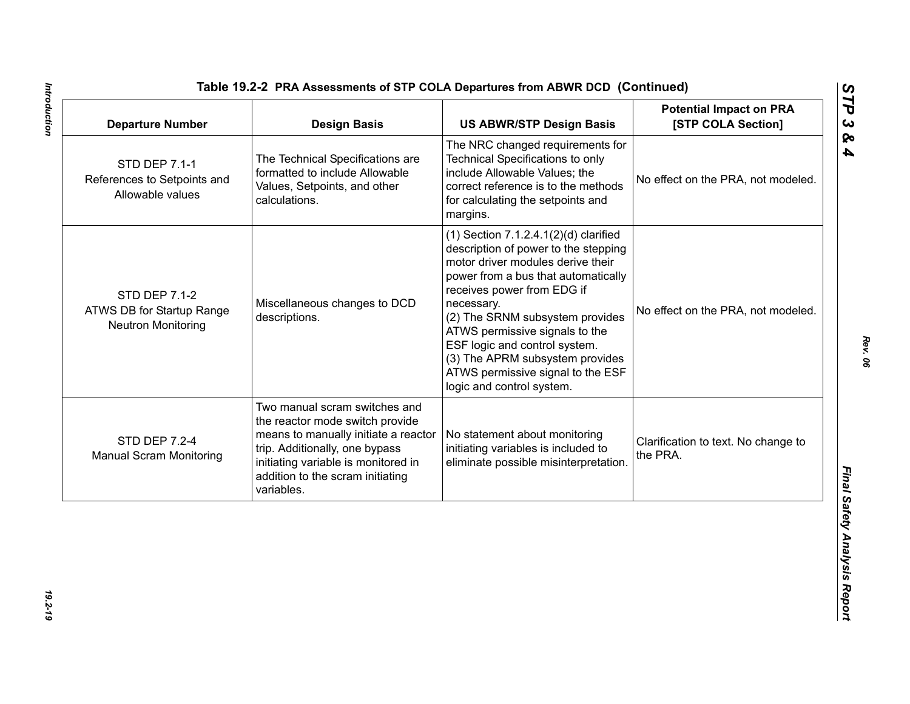Table 19.2-2 PRA Assessments of STP COLA Departures from ABWR DCD (Continued)

| Departure Number | Design Basis | US ABWR/STP Design Basis | Potential Impact on PRA [STP COLA Section] |
|---|---|---|---|
| STD DEP 7.1-1 References to Setpoints and Allowable values | The Technical Specifications are formatted to include Allowable Values, Setpoints, and other calculations. | The NRC changed requirements for Technical Specifications to only include Allowable Values; the correct reference is to the methods for calculating the setpoints and margins. | No effect on the PRA, not modeled. |
| STD DEP 7.1-2 ATWS DB for Startup Range Neutron Monitoring | Miscellaneous changes to DCD descriptions. | (1) Section 7.1.2.4.1(2)(d) clarified description of power to the stepping motor driver modules derive their power from a bus that automatically receives power from EDG if necessary.<br>(2) The SRNM subsystem provides ATWS permissive signals to the ESF logic and control system.<br>(3) The APRM subsystem provides ATWS permissive signal to the ESF logic and control system. | No effect on the PRA, not modeled. |
| STD DEP 7.2-4 Manual Scram Monitoring | Two manual scram switches and the reactor mode switch provide means to manually initiate a reactor trip. Additionally, one bypass initiating variable is monitored in addition to the scram initiating variables. | No statement about monitoring initiating variables is included to eliminate possible misinterpretation. | Clarification to text. No change to the PRA. |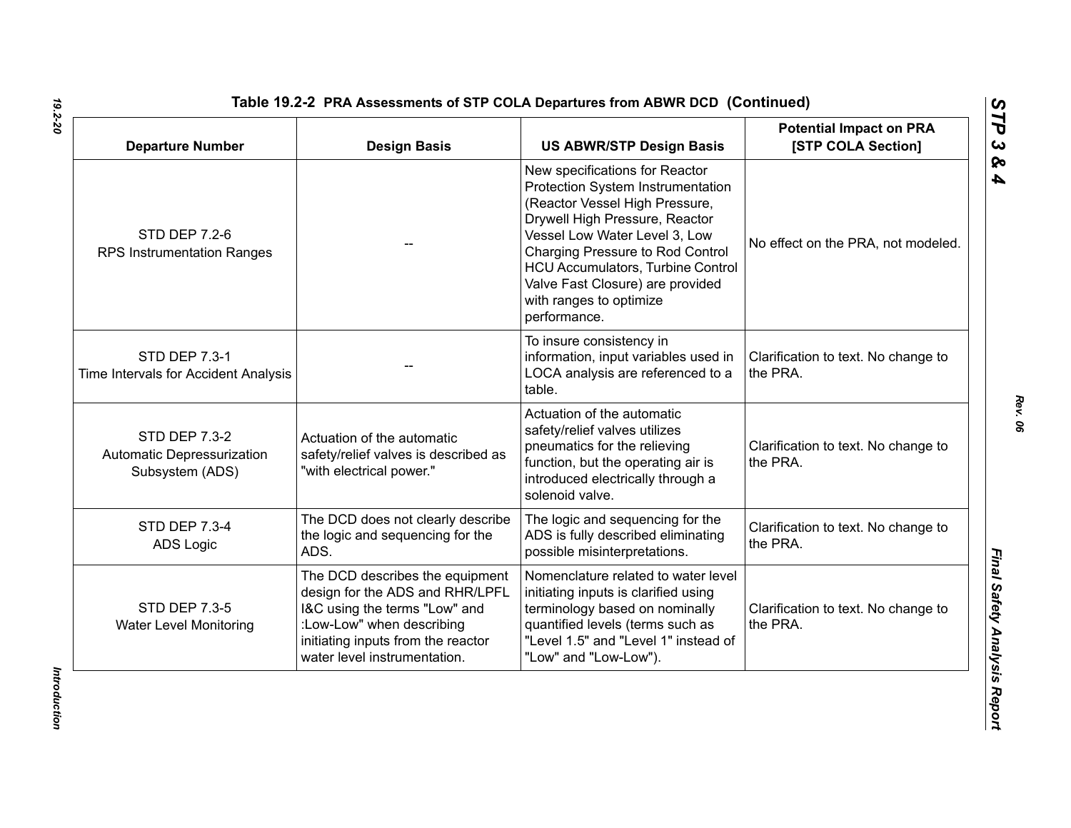## Table 19.2-2 PRA Assessments of STP COLA Departures from ABWR DCD (Continued)

| Departure Number | Design Basis | US ABWR/STP Design Basis | Potential Impact on PRA [STP COLA Section] |
|---|---|---|---|
| STD DEP 7.2-6<br>RPS Instrumentation Ranges | -- | New specifications for Reactor Protection System Instrumentation (Reactor Vessel High Pressure, Drywell High Pressure, Reactor Vessel Low Water Level 3, Low Charging Pressure to Rod Control HCU Accumulators, Turbine Control Valve Fast Closure) are provided with ranges to optimize performance. | No effect on the PRA, not modeled. |
| STD DEP 7.3-1<br>Time Intervals for Accident Analysis | -- | To insure consistency in information, input variables used in LOCA analysis are referenced to a table. | Clarification to text. No change to the PRA. |
| STD DEP 7.3-2<br>Automatic Depressurization Subsystem (ADS) | Actuation of the automatic safety/relief valves is described as "with electrical power." | Actuation of the automatic safety/relief valves utilizes pneumatics for the relieving function, but the operating air is introduced electrically through a solenoid valve. | Clarification to text. No change to the PRA. |
| STD DEP 7.3-4<br>ADS Logic | The DCD does not clearly describe the logic and sequencing for the ADS. | The logic and sequencing for the ADS is fully described eliminating possible misinterpretations. | Clarification to text. No change to the PRA. |
| STD DEP 7.3-5<br>Water Level Monitoring | The DCD describes the equipment design for the ADS and RHR/LPFL I&C using the terms "Low" and :Low-Low" when describing initiating inputs from the reactor water level instrumentation. | Nomenclature related to water level initiating inputs is clarified using terminology based on nominally quantified levels (terms such as "Level 1.5" and "Level 1" instead of "Low" and "Low-Low"). | Clarification to text. No change to the PRA. |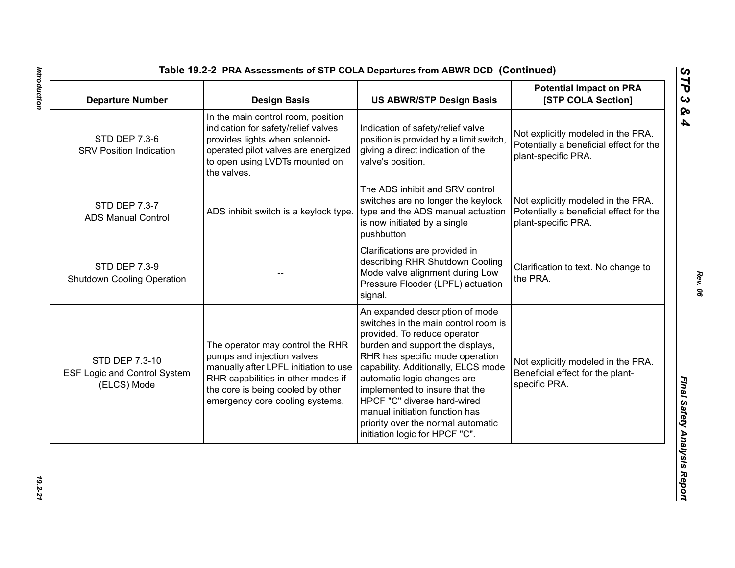Table 19.2-2 PRA Assessments of STP COLA Departures from ABWR DCD (Continued)

| Departure Number | Design Basis | US ABWR/STP Design Basis | Potential Impact on PRA [STP COLA Section] |
|---|---|---|---|
| STD DEP 7.3-6 SRV Position Indication | In the main control room, position indication for safety/relief valves provides lights when solenoid-operated pilot valves are energized to open using LVDTs mounted on the valves. | Indication of safety/relief valve position is provided by a limit switch, giving a direct indication of the valve's position. | Not explicitly modeled in the PRA. Potentially a beneficial effect for the plant-specific PRA. |
| STD DEP 7.3-7 ADS Manual Control | ADS inhibit switch is a keylock type. | The ADS inhibit and SRV control switches are no longer the keylock type and the ADS manual actuation is now initiated by a single pushbutton | Not explicitly modeled in the PRA. Potentially a beneficial effect for the plant-specific PRA. |
| STD DEP 7.3-9 Shutdown Cooling Operation | -- | Clarifications are provided in describing RHR Shutdown Cooling Mode valve alignment during Low Pressure Flooder (LPFL) actuation signal. | Clarification to text. No change to the PRA. |
| STD DEP 7.3-10 ESF Logic and Control System (ELCS) Mode | The operator may control the RHR pumps and injection valves manually after LPFL initiation to use RHR capabilities in other modes if the core is being cooled by other emergency core cooling systems. | An expanded description of mode switches in the main control room is provided. To reduce operator burden and support the displays, RHR has specific mode operation capability. Additionally, ELCS mode automatic logic changes are implemented to insure that the HPCF "C" diverse hard-wired manual initiation function has priority over the normal automatic initiation logic for HPCF "C". | Not explicitly modeled in the PRA. Beneficial effect for the plant-specific PRA. |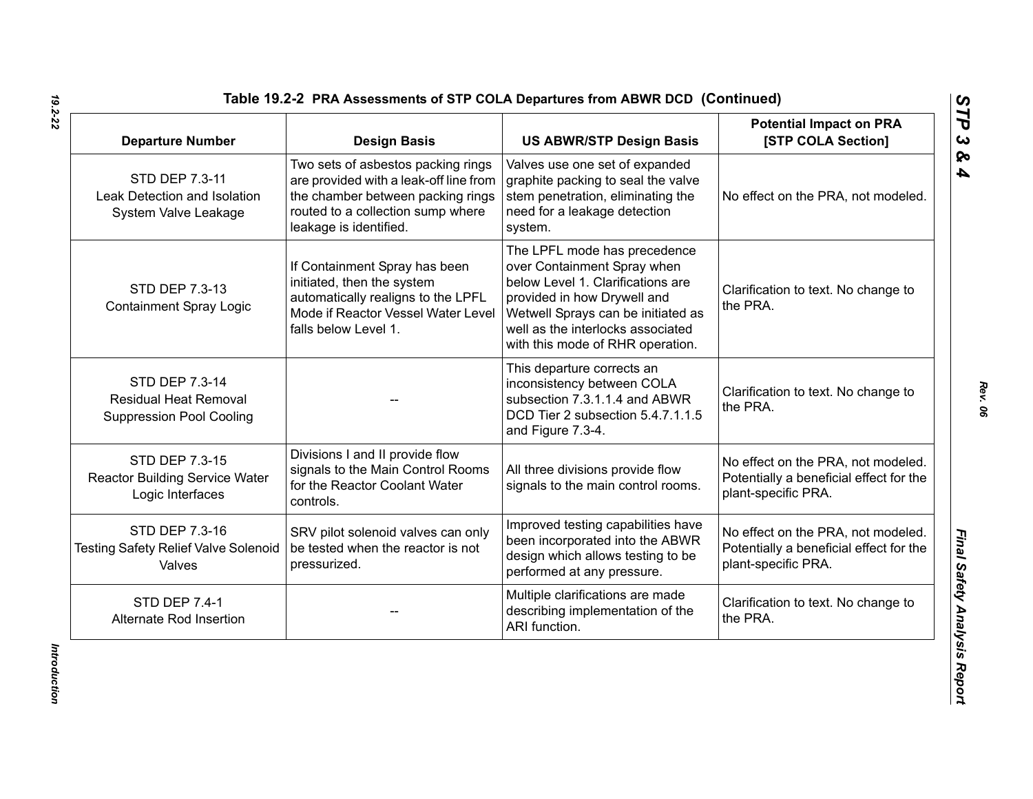## Table 19.2-2 PRA Assessments of STP COLA Departures from ABWR DCD (Continued)

| Departure Number | Design Basis | US ABWR/STP Design Basis | Potential Impact on PRA [STP COLA Section] |
|---|---|---|---|
| STD DEP 7.3-11 Leak Detection and Isolation System Valve Leakage | Two sets of asbestos packing rings are provided with a leak-off line from the chamber between packing rings routed to a collection sump where leakage is identified. | Valves use one set of expanded graphite packing to seal the valve stem penetration, eliminating the need for a leakage detection system. | No effect on the PRA, not modeled. |
| STD DEP 7.3-13 Containment Spray Logic | If Containment Spray has been initiated, then the system automatically realigns to the LPFL Mode if Reactor Vessel Water Level falls below Level 1. | The LPFL mode has precedence over Containment Spray when below Level 1. Clarifications are provided in how Drywell and Wetwell Sprays can be initiated as well as the interlocks associated with this mode of RHR operation. | Clarification to text. No change to the PRA. |
| STD DEP 7.3-14 Residual Heat Removal Suppression Pool Cooling | -- | This departure corrects an inconsistency between COLA subsection 7.3.1.1.4 and ABWR DCD Tier 2 subsection 5.4.7.1.1.5 and Figure 7.3-4. | Clarification to text. No change to the PRA. |
| STD DEP 7.3-15 Reactor Building Service Water Logic Interfaces | Divisions I and II provide flow signals to the Main Control Rooms for the Reactor Coolant Water controls. | All three divisions provide flow signals to the main control rooms. | No effect on the PRA, not modeled. Potentially a beneficial effect for the plant-specific PRA. |
| STD DEP 7.3-16 Testing Safety Relief Valve Solenoid Valves | SRV pilot solenoid valves can only be tested when the reactor is not pressurized. | Improved testing capabilities have been incorporated into the ABWR design which allows testing to be performed at any pressure. | No effect on the PRA, not modeled. Potentially a beneficial effect for the plant-specific PRA. |
| STD DEP 7.4-1 Alternate Rod Insertion | -- | Multiple clarifications are made describing implementation of the ARI function. | Clarification to text. No change to the PRA. |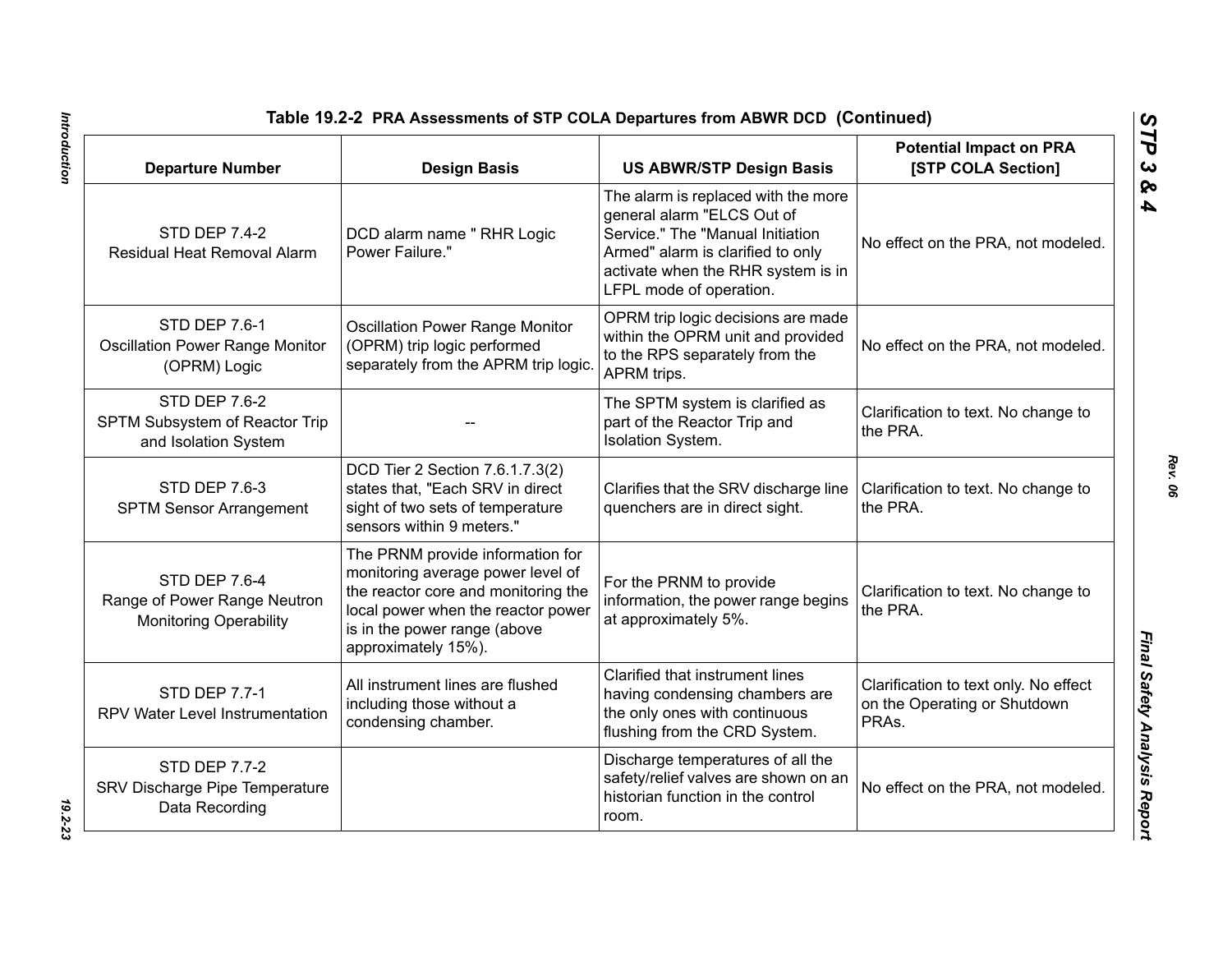## Table 19.2-2 PRA Assessments of STP COLA Departures from ABWR DCD (Continued)

| Departure Number | Design Basis | US ABWR/STP Design Basis | Potential Impact on PRA [STP COLA Section] |
|---|---|---|---|
| STD DEP 7.4-2 Residual Heat Removal Alarm | DCD alarm name " RHR Logic Power Failure." | The alarm is replaced with the more general alarm "ELCS Out of Service." The "Manual Initiation Armed" alarm is clarified to only activate when the RHR system is in LFPL mode of operation. | No effect on the PRA, not modeled. |
| STD DEP 7.6-1 Oscillation Power Range Monitor (OPRM) Logic | Oscillation Power Range Monitor (OPRM) trip logic performed separately from the APRM trip logic. | OPRM trip logic decisions are made within the OPRM unit and provided to the RPS separately from the APRM trips. | No effect on the PRA, not modeled. |
| STD DEP 7.6-2 SPTM Subsystem of Reactor Trip and Isolation System | -- | The SPTM system is clarified as part of the Reactor Trip and Isolation System. | Clarification to text. No change to the PRA. |
| STD DEP 7.6-3 SPTM Sensor Arrangement | DCD Tier 2 Section 7.6.1.7.3(2) states that, "Each SRV in direct sight of two sets of temperature sensors within 9 meters." | Clarifies that the SRV discharge line quenchers are in direct sight. | Clarification to text. No change to the PRA. |
| STD DEP 7.6-4 Range of Power Range Neutron Monitoring Operability | The PRNM provide information for monitoring average power level of the reactor core and monitoring the local power when the reactor power is in the power range (above approximately 15%). | For the PRNM to provide information, the power range begins at approximately 5%. | Clarification to text. No change to the PRA. |
| STD DEP 7.7-1 RPV Water Level Instrumentation | All instrument lines are flushed including those without a condensing chamber. | Clarified that instrument lines having condensing chambers are the only ones with continuous flushing from the CRD System. | Clarification to text only. No effect on the Operating or Shutdown PRAs. |
| STD DEP 7.7-2 SRV Discharge Pipe Temperature Data Recording | | Discharge temperatures of all the safety/relief valves are shown on an historian function in the control room. | No effect on the PRA, not modeled. |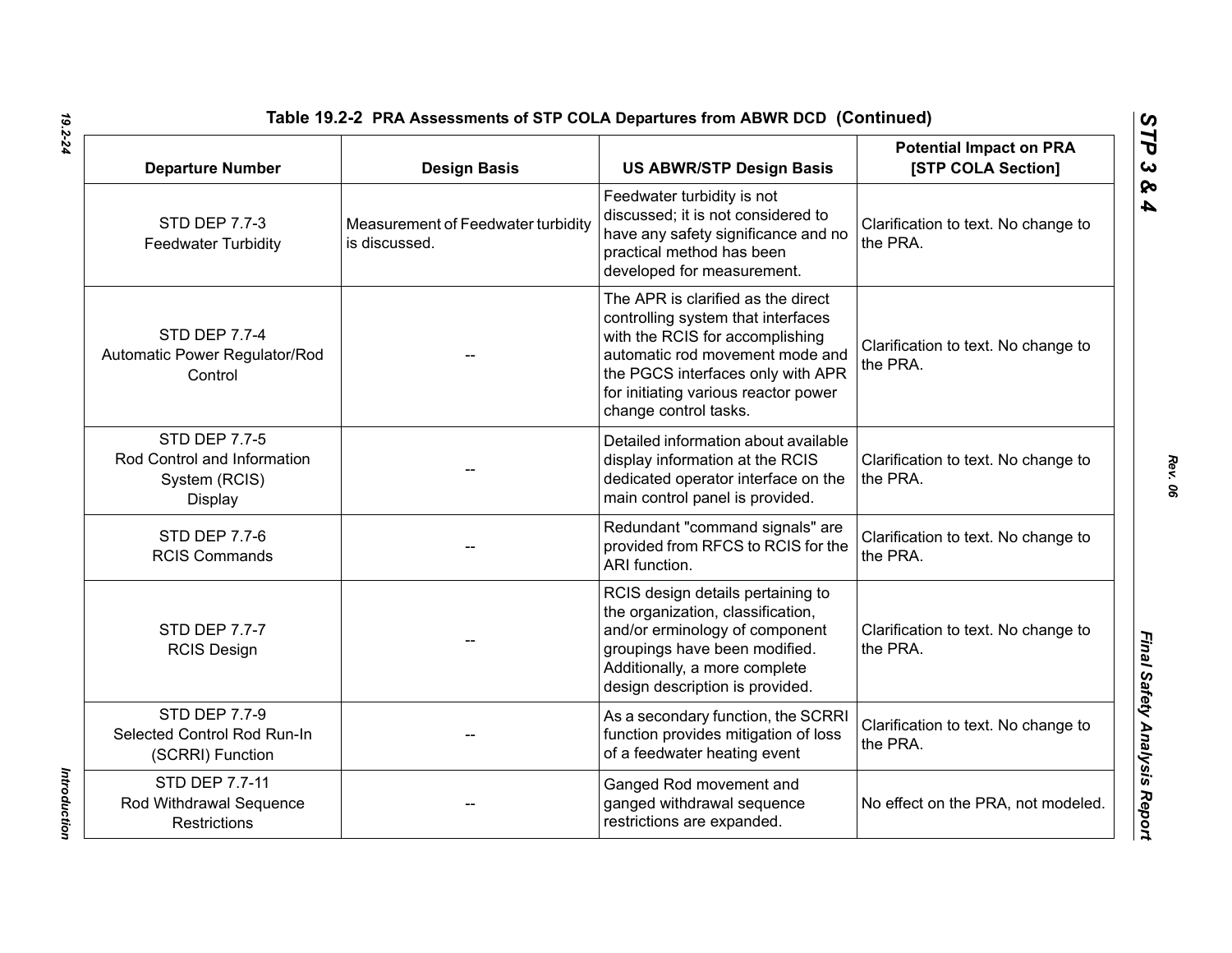**Table 19.2-2 PRA Assessments of STP COLA Departures from ABWR DCD (Continued)**

| Departure Number | Design Basis | US ABWR/STP Design Basis | Potential Impact on PRA [STP COLA Section] |
|---|---|---|---|
| STD DEP 7.7-3 Feedwater Turbidity | Measurement of Feedwater turbidity is discussed. | Feedwater turbidity is not discussed; it is not considered to have any safety significance and no practical method has been developed for measurement. | Clarification to text. No change to the PRA. |
| STD DEP 7.7-4 Automatic Power Regulator/Rod Control | -- | The APR is clarified as the direct controlling system that interfaces with the RCIS for accomplishing automatic rod movement mode and the PGCS interfaces only with APR for initiating various reactor power change control tasks. | Clarification to text. No change to the PRA. |
| STD DEP 7.7-5 Rod Control and Information System (RCIS) Display | -- | Detailed information about available display information at the RCIS dedicated operator interface on the main control panel is provided. | Clarification to text. No change to the PRA. |
| STD DEP 7.7-6 RCIS Commands | -- | Redundant "command signals" are provided from RFCS to RCIS for the ARI function. | Clarification to text. No change to the PRA. |
| STD DEP 7.7-7 RCIS Design | -- | RCIS design details pertaining to the organization, classification, and/or erminology of component groupings have been modified. Additionally, a more complete design description is provided. | Clarification to text. No change to the PRA. |
| STD DEP 7.7-9 Selected Control Rod Run-In (SCRRI) Function | -- | As a secondary function, the SCRRI function provides mitigation of loss of a feedwater heating event | Clarification to text. No change to the PRA. |
| STD DEP 7.7-11 Rod Withdrawal Sequence Restrictions | -- | Ganged Rod movement and ganged withdrawal sequence restrictions are expanded. | No effect on the PRA, not modeled. |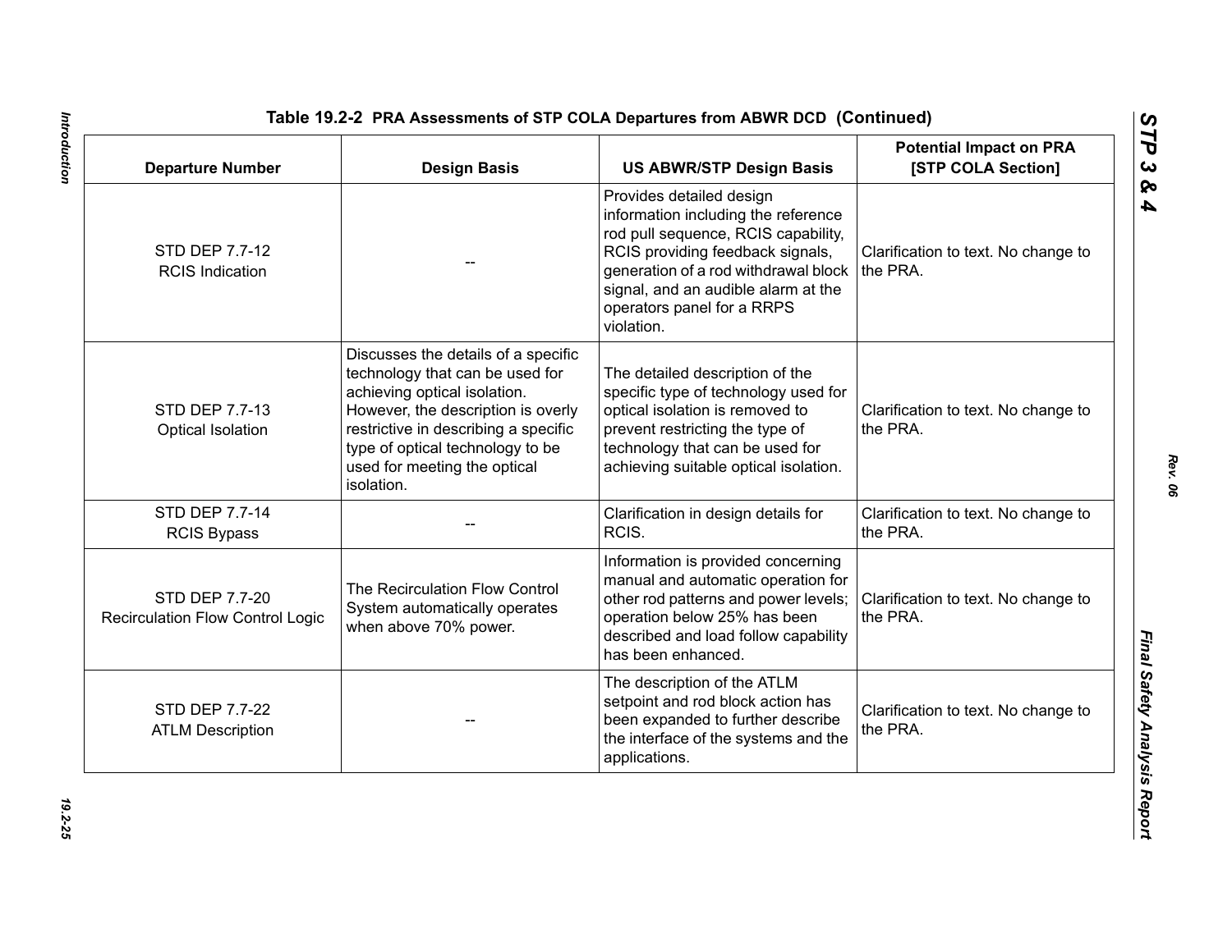### Table 19.2-2 PRA Assessments of STP COLA Departures from ABWR DCD (Continued)

| Departure Number | Design Basis | US ABWR/STP Design Basis | Potential Impact on PRA [STP COLA Section] |
|---|---|---|---|
| STD DEP 7.7-12 RCIS Indication | -- | Provides detailed design information including the reference rod pull sequence, RCIS capability, RCIS providing feedback signals, generation of a rod withdrawal block signal, and an audible alarm at the operators panel for a RRPS violation. | Clarification to text. No change to the PRA. |
| STD DEP 7.7-13 Optical Isolation | Discusses the details of a specific technology that can be used for achieving optical isolation. However, the description is overly restrictive in describing a specific type of optical technology to be used for meeting the optical isolation. | The detailed description of the specific type of technology used for optical isolation is removed to prevent restricting the type of technology that can be used for achieving suitable optical isolation. | Clarification to text. No change to the PRA. |
| STD DEP 7.7-14 RCIS Bypass | -- | Clarification in design details for RCIS. | Clarification to text. No change to the PRA. |
| STD DEP 7.7-20 Recirculation Flow Control Logic | The Recirculation Flow Control System automatically operates when above 70% power. | Information is provided concerning manual and automatic operation for other rod patterns and power levels; operation below 25% has been described and load follow capability has been enhanced. | Clarification to text. No change to the PRA. |
| STD DEP 7.7-22 ATLM Description | -- | The description of the ATLM setpoint and rod block action has been expanded to further describe the interface of the systems and the applications. | Clarification to text. No change to the PRA. |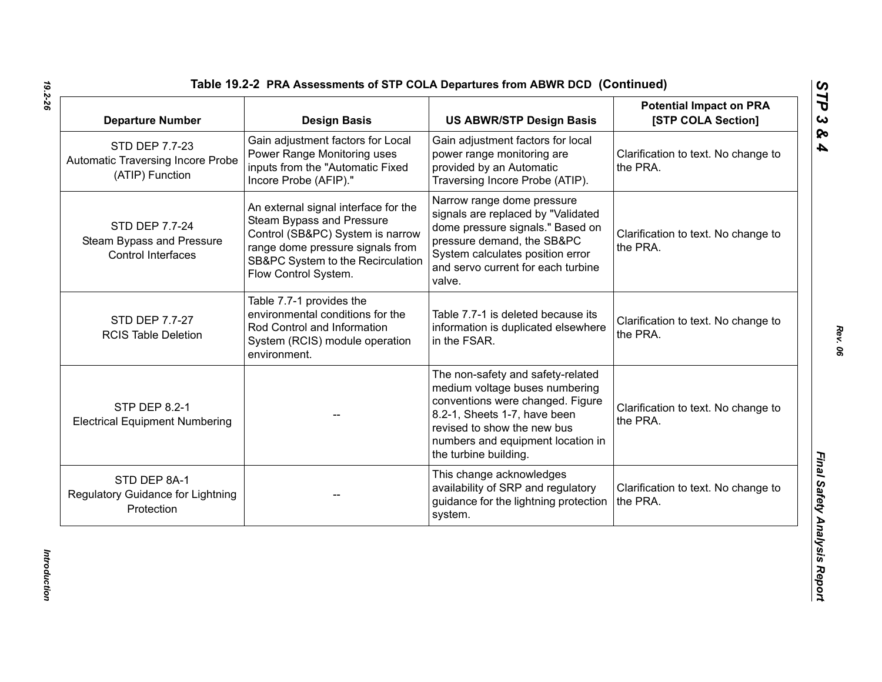Table 19.2-2 PRA Assessments of STP COLA Departures from ABWR DCD (Continued)

| Departure Number | Design Basis | US ABWR/STP Design Basis | Potential Impact on PRA [STP COLA Section] |
|---|---|---|---|
| STD DEP 7.7-23 Automatic Traversing Incore Probe (ATIP) Function | Gain adjustment factors for Local Power Range Monitoring uses inputs from the "Automatic Fixed Incore Probe (AFIP)." | Gain adjustment factors for local power range monitoring are provided by an Automatic Traversing Incore Probe (ATIP). | Clarification to text. No change to the PRA. |
| STD DEP 7.7-24 Steam Bypass and Pressure Control Interfaces | An external signal interface for the Steam Bypass and Pressure Control (SB&PC) System is narrow range dome pressure signals from SB&PC System to the Recirculation Flow Control System. | Narrow range dome pressure signals are replaced by "Validated dome pressure signals." Based on pressure demand, the SB&PC System calculates position error and servo current for each turbine valve. | Clarification to text. No change to the PRA. |
| STD DEP 7.7-27 RCIS Table Deletion | Table 7.7-1 provides the environmental conditions for the Rod Control and Information System (RCIS) module operation environment. | Table 7.7-1 is deleted because its information is duplicated elsewhere in the FSAR. | Clarification to text. No change to the PRA. |
| STP DEP 8.2-1 Electrical Equipment Numbering | -- | The non-safety and safety-related medium voltage buses numbering conventions were changed. Figure 8.2-1, Sheets 1-7, have been revised to show the new bus numbers and equipment location in the turbine building. | Clarification to text. No change to the PRA. |
| STD DEP 8A-1 Regulatory Guidance for Lightning Protection | -- | This change acknowledges availability of SRP and regulatory guidance for the lightning protection system. | Clarification to text. No change to the PRA. |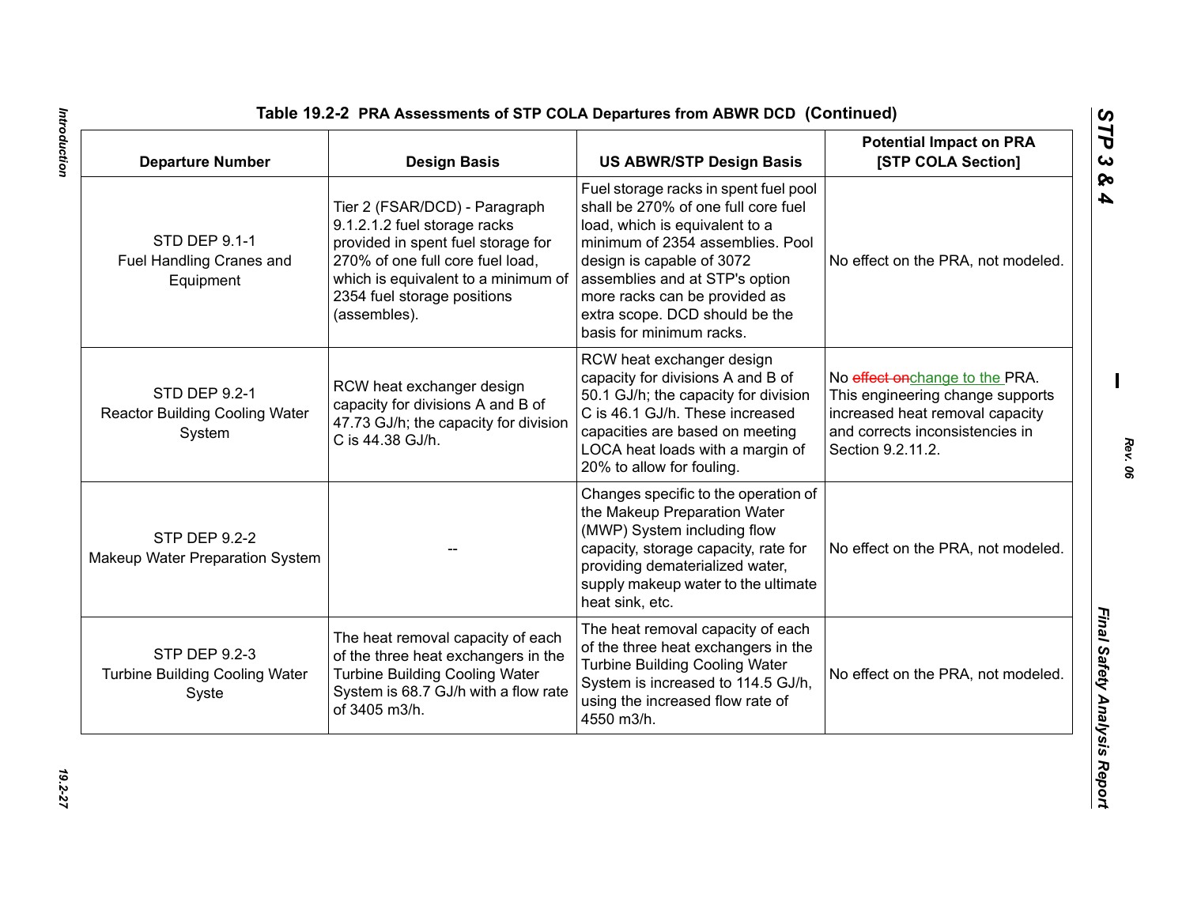## Table 19.2-2 PRA Assessments of STP COLA Departures from ABWR DCD (Continued)

| Departure Number | Design Basis | US ABWR/STP Design Basis | Potential Impact on PRA [STP COLA Section] |
|---|---|---|---|
| STD DEP 9.1-1 Fuel Handling Cranes and Equipment | Tier 2 (FSAR/DCD) - Paragraph 9.1.2.1.2 fuel storage racks provided in spent fuel storage for 270% of one full core fuel load, which is equivalent to a minimum of 2354 fuel storage positions (assembles). | Fuel storage racks in spent fuel pool shall be 270% of one full core fuel load, which is equivalent to a minimum of 2354 assemblies. Pool design is capable of 3072 assemblies and at STP's option more racks can be provided as extra scope. DCD should be the basis for minimum racks. | No effect on the PRA, not modeled. |
| STD DEP 9.2-1 Reactor Building Cooling Water System | RCW heat exchanger design capacity for divisions A and B of 47.73 GJ/h; the capacity for division C is 44.38 GJ/h. | RCW heat exchanger design capacity for divisions A and B of 50.1 GJ/h; the capacity for division C is 46.1 GJ/h. These increased capacities are based on meeting LOCA heat loads with a margin of 20% to allow for fouling. | No ~~effect on~~change to the PRA. This engineering change supports increased heat removal capacity and corrects inconsistencies in Section 9.2.11.2. |
| STP DEP 9.2-2 Makeup Water Preparation System | -- | Changes specific to the operation of the Makeup Preparation Water (MWP) System including flow capacity, storage capacity, rate for providing dematerialized water, supply makeup water to the ultimate heat sink, etc. | No effect on the PRA, not modeled. |
| STP DEP 9.2-3 Turbine Building Cooling Water Syste | The heat removal capacity of each of the three heat exchangers in the Turbine Building Cooling Water System is 68.7 GJ/h with a flow rate of 3405 m3/h. | The heat removal capacity of each of the three heat exchangers in the Turbine Building Cooling Water System is increased to 114.5 GJ/h, using the increased flow rate of 4550 m3/h. | No effect on the PRA, not modeled. |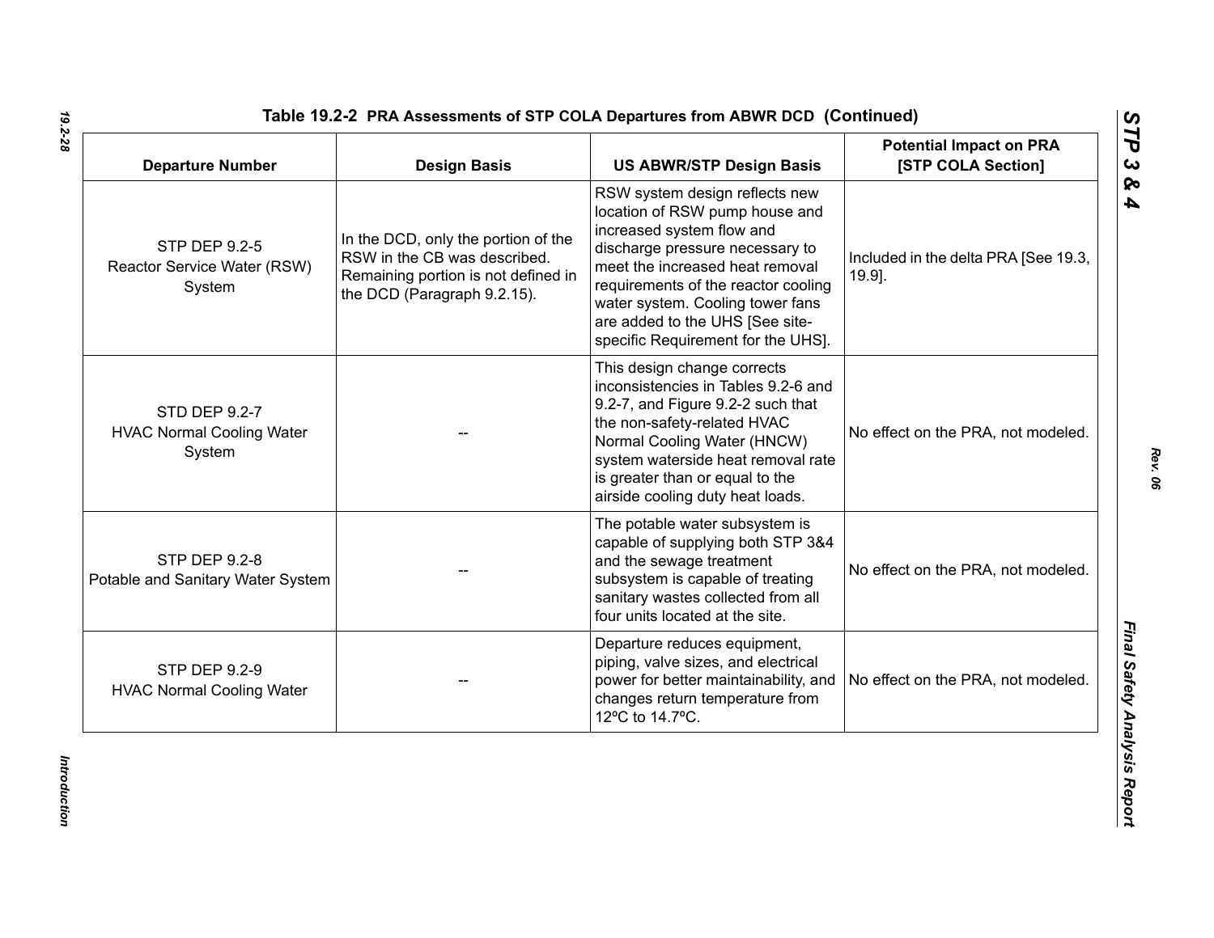**Table 19.2-2 PRA Assessments of STP COLA Departures from ABWR DCD (Continued)**

| Departure Number | Design Basis | US ABWR/STP Design Basis | Potential Impact on PRA [STP COLA Section] |
|---|---|---|---|
| STP DEP 9.2-5 Reactor Service Water (RSW) System | In the DCD, only the portion of the RSW in the CB was described. Remaining portion is not defined in the DCD (Paragraph 9.2.15). | RSW system design reflects new location of RSW pump house and increased system flow and discharge pressure necessary to meet the increased heat removal requirements of the reactor cooling water system. Cooling tower fans are added to the UHS [See site-specific Requirement for the UHS]. | Included in the delta PRA [See 19.3, 19.9]. |
| STD DEP 9.2-7 HVAC Normal Cooling Water System | -- | This design change corrects inconsistencies in Tables 9.2-6 and 9.2-7, and Figure 9.2-2 such that the non-safety-related HVAC Normal Cooling Water (HNCW) system waterside heat removal rate is greater than or equal to the airside cooling duty heat loads. | No effect on the PRA, not modeled. |
| STP DEP 9.2-8 Potable and Sanitary Water System | -- | The potable water subsystem is capable of supplying both STP 3&4 and the sewage treatment subsystem is capable of treating sanitary wastes collected from all four units located at the site. | No effect on the PRA, not modeled. |
| STP DEP 9.2-9 HVAC Normal Cooling Water | -- | Departure reduces equipment, piping, valve sizes, and electrical power for better maintainability, and changes return temperature from 12ºC to 14.7ºC. | No effect on the PRA, not modeled. |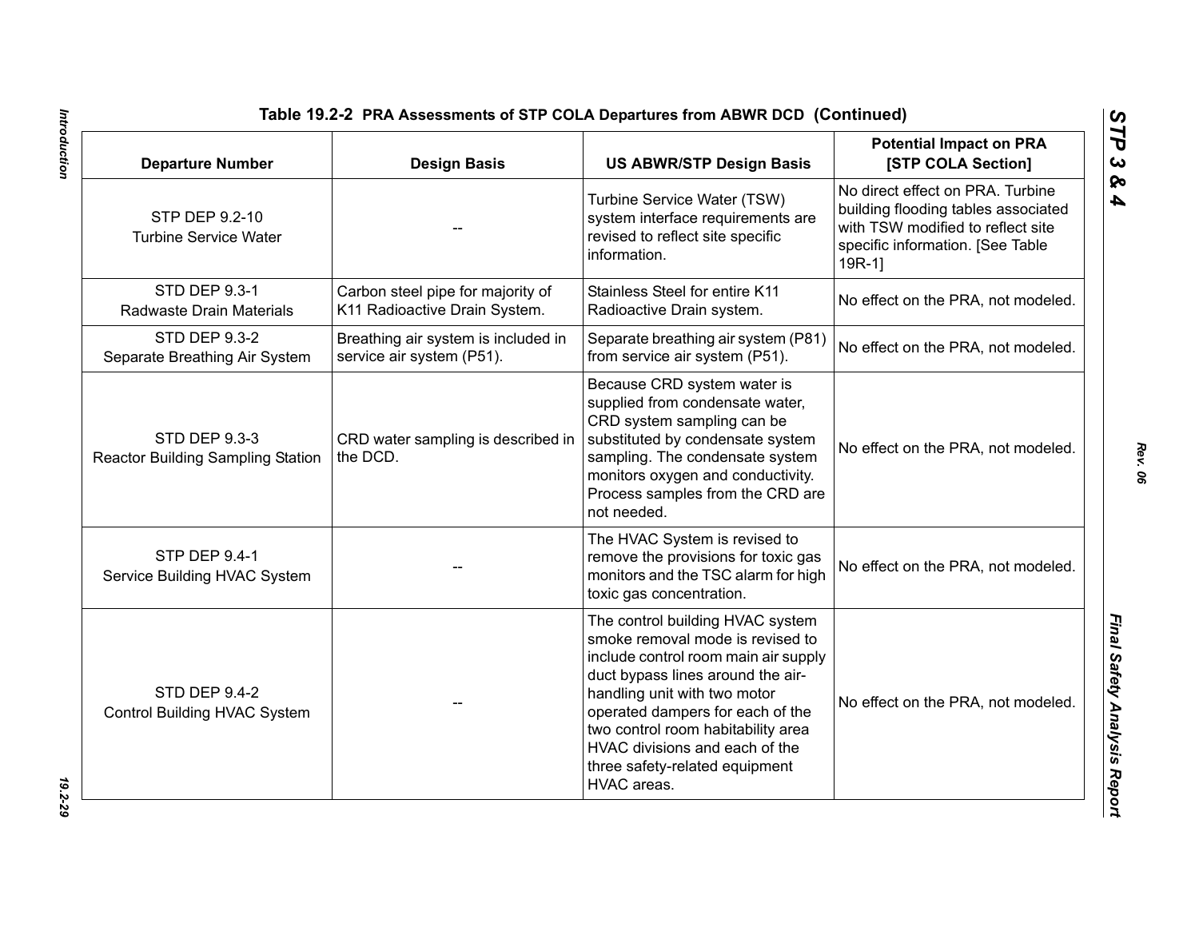**Table 19.2-2 PRA Assessments of STP COLA Departures from ABWR DCD (Continued)**

| Departure Number | Design Basis | US ABWR/STP Design Basis | Potential Impact on PRA [STP COLA Section] |
|---|---|---|---|
| STP DEP 9.2-10 Turbine Service Water | -- | Turbine Service Water (TSW) system interface requirements are revised to reflect site specific information. | No direct effect on PRA. Turbine building flooding tables associated with TSW modified to reflect site specific information. [See Table 19R-1] |
| STD DEP 9.3-1 Radwaste Drain Materials | Carbon steel pipe for majority of K11 Radioactive Drain System. | Stainless Steel for entire K11 Radioactive Drain system. | No effect on the PRA, not modeled. |
| STD DEP 9.3-2 Separate Breathing Air System | Breathing air system is included in service air system (P51). | Separate breathing air system (P81) from service air system (P51). | No effect on the PRA, not modeled. |
| STD DEP 9.3-3 Reactor Building Sampling Station | CRD water sampling is described in the DCD. | Because CRD system water is supplied from condensate water, CRD system sampling can be substituted by condensate system sampling. The condensate system monitors oxygen and conductivity. Process samples from the CRD are not needed. | No effect on the PRA, not modeled. |
| STP DEP 9.4-1 Service Building HVAC System | -- | The HVAC System is revised to remove the provisions for toxic gas monitors and the TSC alarm for high toxic gas concentration. | No effect on the PRA, not modeled. |
| STD DEP 9.4-2 Control Building HVAC System | -- | The control building HVAC system smoke removal mode is revised to include control room main air supply duct bypass lines around the air-handling unit with two motor operated dampers for each of the two control room habitability area HVAC divisions and each of the three safety-related equipment HVAC areas. | No effect on the PRA, not modeled. |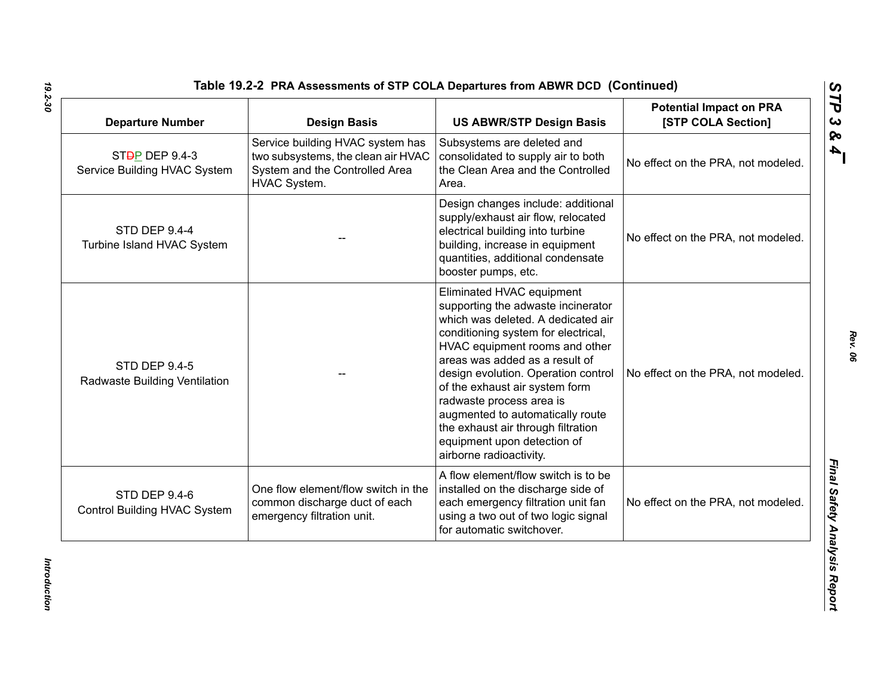Table 19.2-2 PRA Assessments of STP COLA Departures from ABWR DCD (Continued)

| Departure Number | Design Basis | US ABWR/STP Design Basis | Potential Impact on PRA [STP COLA Section] |
|---|---|---|---|
| ST~~D~~P DEP 9.4-3 Service Building HVAC System | Service building HVAC system has two subsystems, the clean air HVAC System and the Controlled Area HVAC System. | Subsystems are deleted and consolidated to supply air to both the Clean Area and the Controlled Area. | No effect on the PRA, not modeled. |
| STD DEP 9.4-4 Turbine Island HVAC System | -- | Design changes include: additional supply/exhaust air flow, relocated electrical building into turbine building, increase in equipment quantities, additional condensate booster pumps, etc. | No effect on the PRA, not modeled. |
| STD DEP 9.4-5 Radwaste Building Ventilation | -- | Eliminated HVAC equipment supporting the adwaste incinerator which was deleted. A dedicated air conditioning system for electrical, HVAC equipment rooms and other areas was added as a result of design evolution. Operation control of the exhaust air system form radwaste process area is augmented to automatically route the exhaust air through filtration equipment upon detection of airborne radioactivity. | No effect on the PRA, not modeled. |
| STD DEP 9.4-6 Control Building HVAC System | One flow element/flow switch in the common discharge duct of each emergency filtration unit. | A flow element/flow switch is to be installed on the discharge side of each emergency filtration unit fan using a two out of two logic signal for automatic switchover. | No effect on the PRA, not modeled. |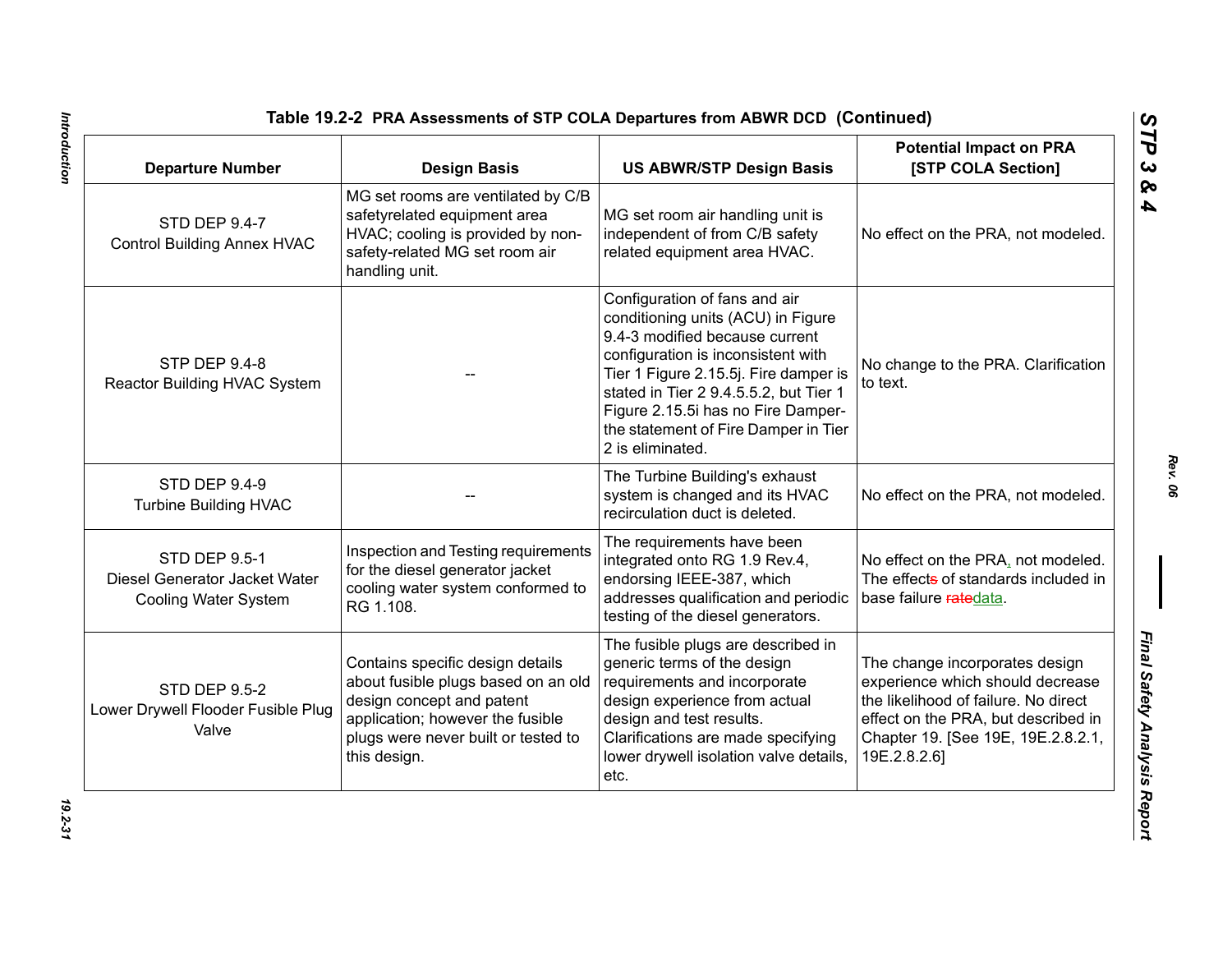## Table 19.2-2 PRA Assessments of STP COLA Departures from ABWR DCD (Continued)

| Departure Number | Design Basis | US ABWR/STP Design Basis | Potential Impact on PRA [STP COLA Section] |
|---|---|---|---|
| STD DEP 9.4-7 Control Building Annex HVAC | MG set rooms are ventilated by C/B safetyrelated equipment area HVAC; cooling is provided by non-safety-related MG set room air handling unit. | MG set room air handling unit is independent of from C/B safety related equipment area HVAC. | No effect on the PRA, not modeled. |
| STP DEP 9.4-8 Reactor Building HVAC System | -- | Configuration of fans and air conditioning units (ACU) in Figure 9.4-3 modified because current configuration is inconsistent with Tier 1 Figure 2.15.5j. Fire damper is stated in Tier 2 9.4.5.5.2, but Tier 1 Figure 2.15.5i has no Fire Damper- the statement of Fire Damper in Tier 2 is eliminated. | No change to the PRA. Clarification to text. |
| STD DEP 9.4-9 Turbine Building HVAC | -- | The Turbine Building's exhaust system is changed and its HVAC recirculation duct is deleted. | No effect on the PRA, not modeled. |
| STD DEP 9.5-1 Diesel Generator Jacket Water Cooling Water System | Inspection and Testing requirements for the diesel generator jacket cooling water system conformed to RG 1.108. | The requirements have been integrated onto RG 1.9 Rev.4, endorsing IEEE-387, which addresses qualification and periodic testing of the diesel generators. | No effect on the PRA, not modeled. The effects of standards included in base failure ratedata. |
| STD DEP 9.5-2 Lower Drywell Flooder Fusible Plug Valve | Contains specific design details about fusible plugs based on an old design concept and patent application; however the fusible plugs were never built or tested to this design. | The fusible plugs are described in generic terms of the design requirements and incorporate design experience from actual design and test results. Clarifications are made specifying lower drywell isolation valve details, etc. | The change incorporates design experience which should decrease the likelihood of failure. No direct effect on the PRA, but described in Chapter 19. [See 19E, 19E.2.8.2.1, 19E.2.8.2.6] |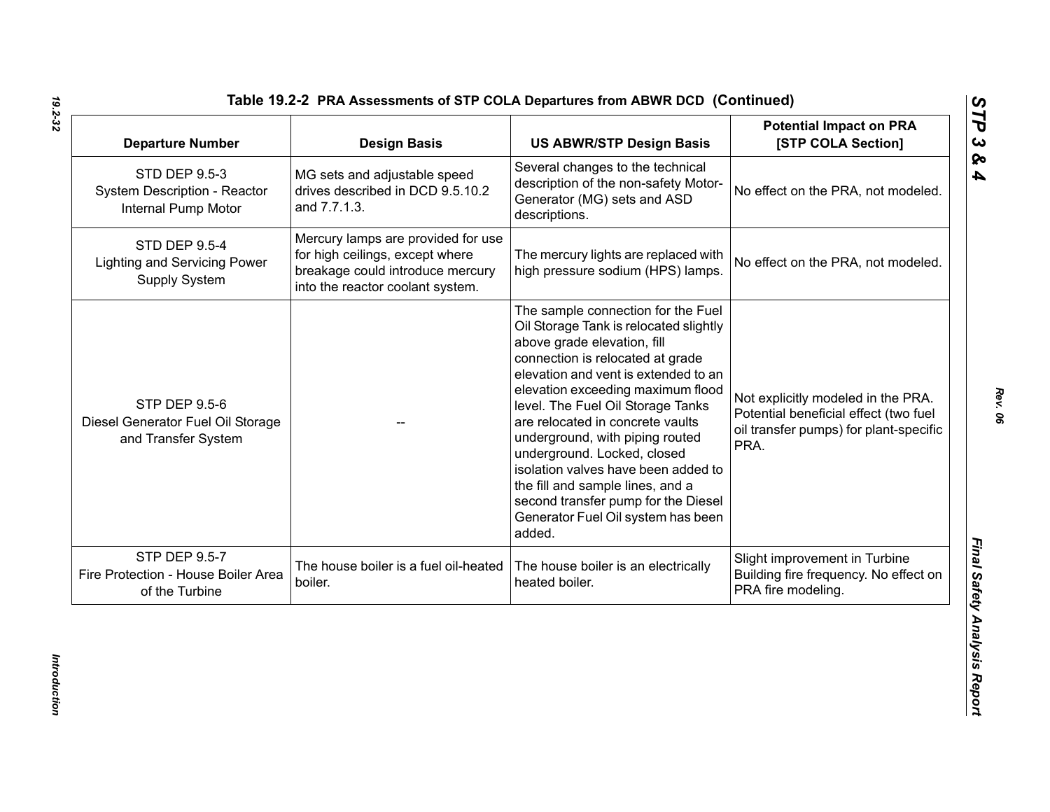## Table 19.2-2 PRA Assessments of STP COLA Departures from ABWR DCD (Continued)

| Departure Number | Design Basis | US ABWR/STP Design Basis | Potential Impact on PRA [STP COLA Section] |
|---|---|---|---|
| STD DEP 9.5-3 System Description - Reactor Internal Pump Motor | MG sets and adjustable speed drives described in DCD 9.5.10.2 and 7.7.1.3. | Several changes to the technical description of the non-safety Motor-Generator (MG) sets and ASD descriptions. | No effect on the PRA, not modeled. |
| STD DEP 9.5-4 Lighting and Servicing Power Supply System | Mercury lamps are provided for use for high ceilings, except where breakage could introduce mercury into the reactor coolant system. | The mercury lights are replaced with high pressure sodium (HPS) lamps. | No effect on the PRA, not modeled. |
| STP DEP 9.5-6 Diesel Generator Fuel Oil Storage and Transfer System | -- | The sample connection for the Fuel Oil Storage Tank is relocated slightly above grade elevation, fill connection is relocated at grade elevation and vent is extended to an elevation exceeding maximum flood level. The Fuel Oil Storage Tanks are relocated in concrete vaults underground, with piping routed underground. Locked, closed isolation valves have been added to the fill and sample lines, and a second transfer pump for the Diesel Generator Fuel Oil system has been added. | Not explicitly modeled in the PRA. Potential beneficial effect (two fuel oil transfer pumps) for plant-specific PRA. |
| STP DEP 9.5-7 Fire Protection - House Boiler Area of the Turbine | The house boiler is a fuel oil-heated boiler. | The house boiler is an electrically heated boiler. | Slight improvement in Turbine Building fire frequency. No effect on PRA fire modeling. |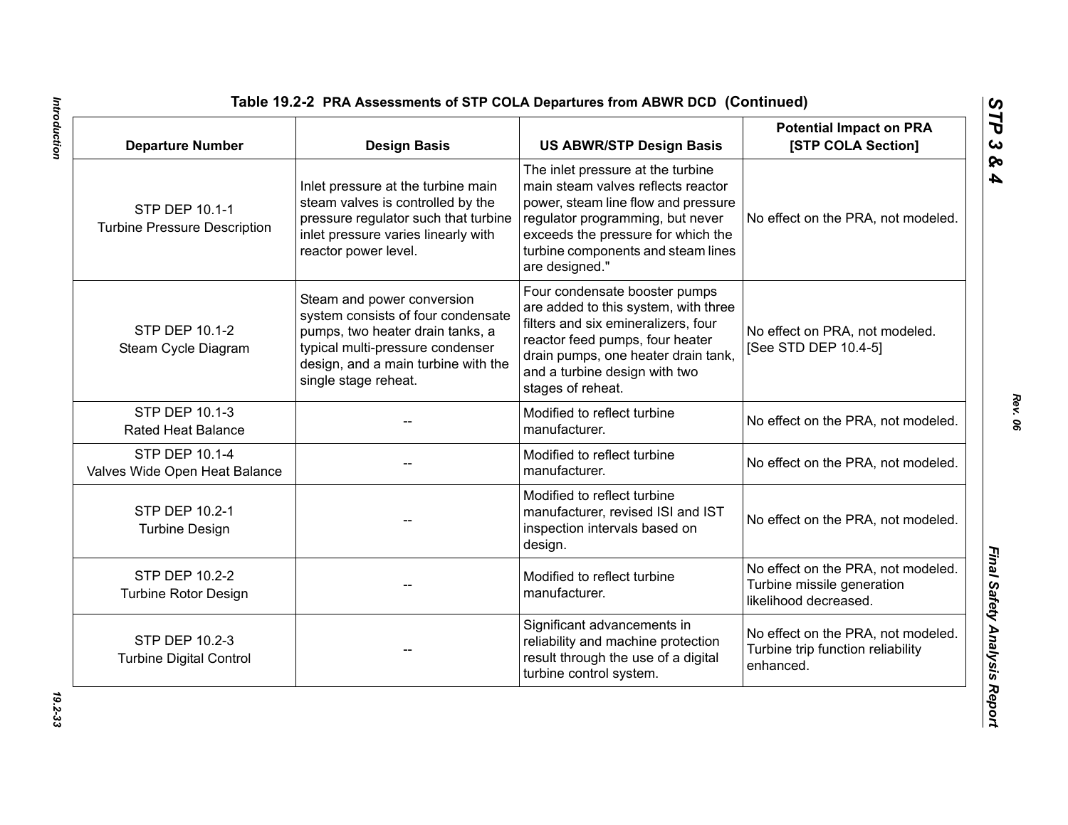**Table 19.2-2 PRA Assessments of STP COLA Departures from ABWR DCD (Continued)**

| Departure Number | Design Basis | US ABWR/STP Design Basis | Potential Impact on PRA [STP COLA Section] |
|---|---|---|---|
| STP DEP 10.1-1 Turbine Pressure Description | Inlet pressure at the turbine main steam valves is controlled by the pressure regulator such that turbine inlet pressure varies linearly with reactor power level. | The inlet pressure at the turbine main steam valves reflects reactor power, steam line flow and pressure regulator programming, but never exceeds the pressure for which the turbine components and steam lines are designed." | No effect on the PRA, not modeled. |
| STP DEP 10.1-2 Steam Cycle Diagram | Steam and power conversion system consists of four condensate pumps, two heater drain tanks, a typical multi-pressure condenser design, and a main turbine with the single stage reheat. | Four condensate booster pumps are added to this system, with three filters and six emineralizers, four reactor feed pumps, four heater drain pumps, one heater drain tank, and a turbine design with two stages of reheat. | No effect on PRA, not modeled. [See STD DEP 10.4-5] |
| STP DEP 10.1-3 Rated Heat Balance | -- | Modified to reflect turbine manufacturer. | No effect on the PRA, not modeled. |
| STP DEP 10.1-4 Valves Wide Open Heat Balance | -- | Modified to reflect turbine manufacturer. | No effect on the PRA, not modeled. |
| STP DEP 10.2-1 Turbine Design | -- | Modified to reflect turbine manufacturer, revised ISI and IST inspection intervals based on design. | No effect on the PRA, not modeled. |
| STP DEP 10.2-2 Turbine Rotor Design | -- | Modified to reflect turbine manufacturer. | No effect on the PRA, not modeled. Turbine missile generation likelihood decreased. |
| STP DEP 10.2-3 Turbine Digital Control | -- | Significant advancements in reliability and machine protection result through the use of a digital turbine control system. | No effect on the PRA, not modeled. Turbine trip function reliability enhanced. |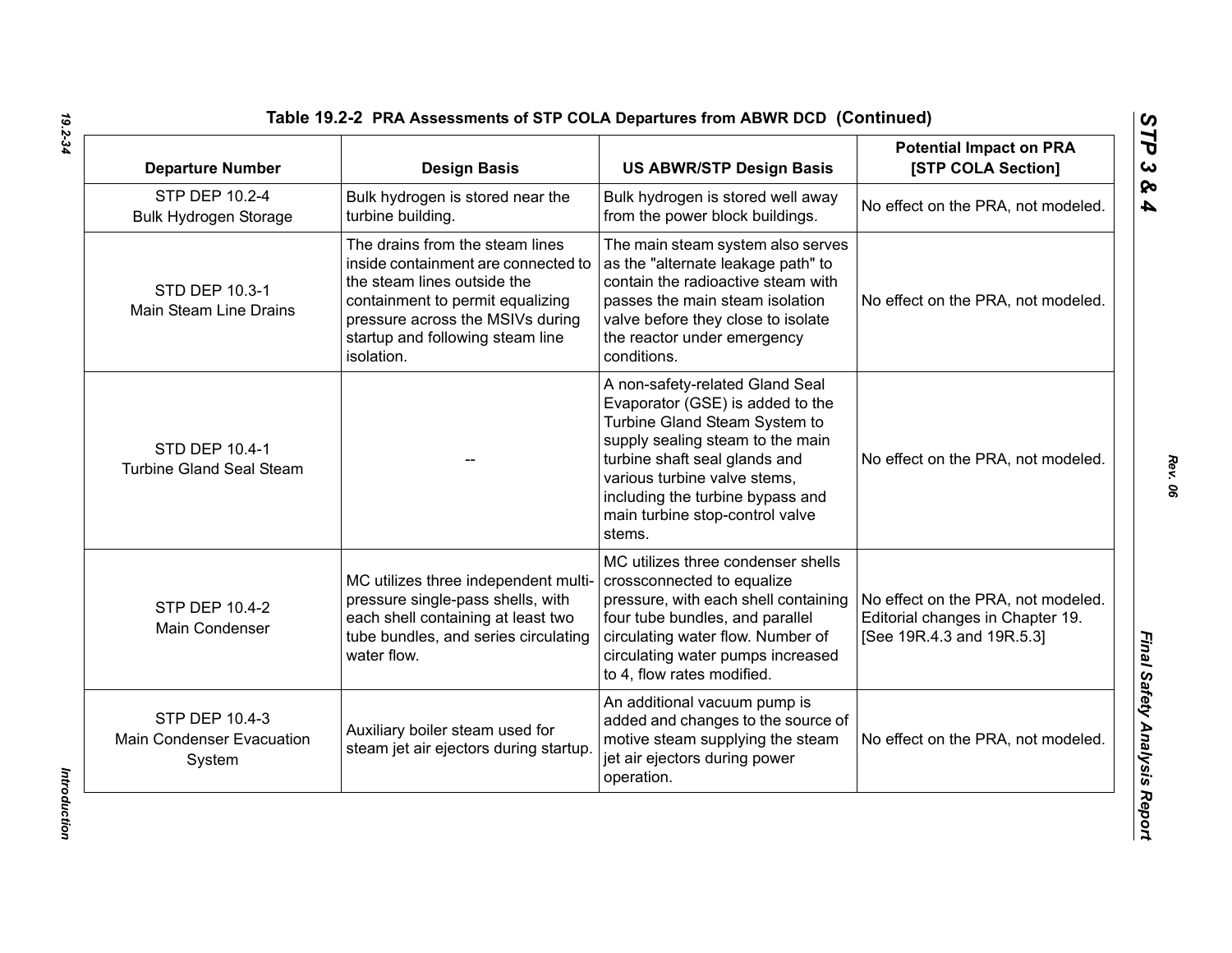### Table 19.2-2 PRA Assessments of STP COLA Departures from ABWR DCD (Continued)

| Departure Number | Design Basis | US ABWR/STP Design Basis | Potential Impact on PRA [STP COLA Section] |
|---|---|---|---|
| STP DEP 10.2-4 Bulk Hydrogen Storage | Bulk hydrogen is stored near the turbine building. | Bulk hydrogen is stored well away from the power block buildings. | No effect on the PRA, not modeled. |
| STD DEP 10.3-1 Main Steam Line Drains | The drains from the steam lines inside containment are connected to the steam lines outside the containment to permit equalizing pressure across the MSIVs during startup and following steam line isolation. | The main steam system also serves as the "alternate leakage path" to contain the radioactive steam with passes the main steam isolation valve before they close to isolate the reactor under emergency conditions. | No effect on the PRA, not modeled. |
| STD DEP 10.4-1 Turbine Gland Seal Steam | -- | A non-safety-related Gland Seal Evaporator (GSE) is added to the Turbine Gland Steam System to supply sealing steam to the main turbine shaft seal glands and various turbine valve stems, including the turbine bypass and main turbine stop-control valve stems. | No effect on the PRA, not modeled. |
| STP DEP 10.4-2 Main Condenser | MC utilizes three independent multi-pressure single-pass shells, with each shell containing at least two tube bundles, and series circulating water flow. | MC utilizes three condenser shells crossconnected to equalize pressure, with each shell containing four tube bundles, and parallel circulating water flow. Number of circulating water pumps increased to 4, flow rates modified. | No effect on the PRA, not modeled. Editorial changes in Chapter 19. [See 19R.4.3 and 19R.5.3] |
| STP DEP 10.4-3 Main Condenser Evacuation System | Auxiliary boiler steam used for steam jet air ejectors during startup. | An additional vacuum pump is added and changes to the source of motive steam supplying the steam jet air ejectors during power operation. | No effect on the PRA, not modeled. |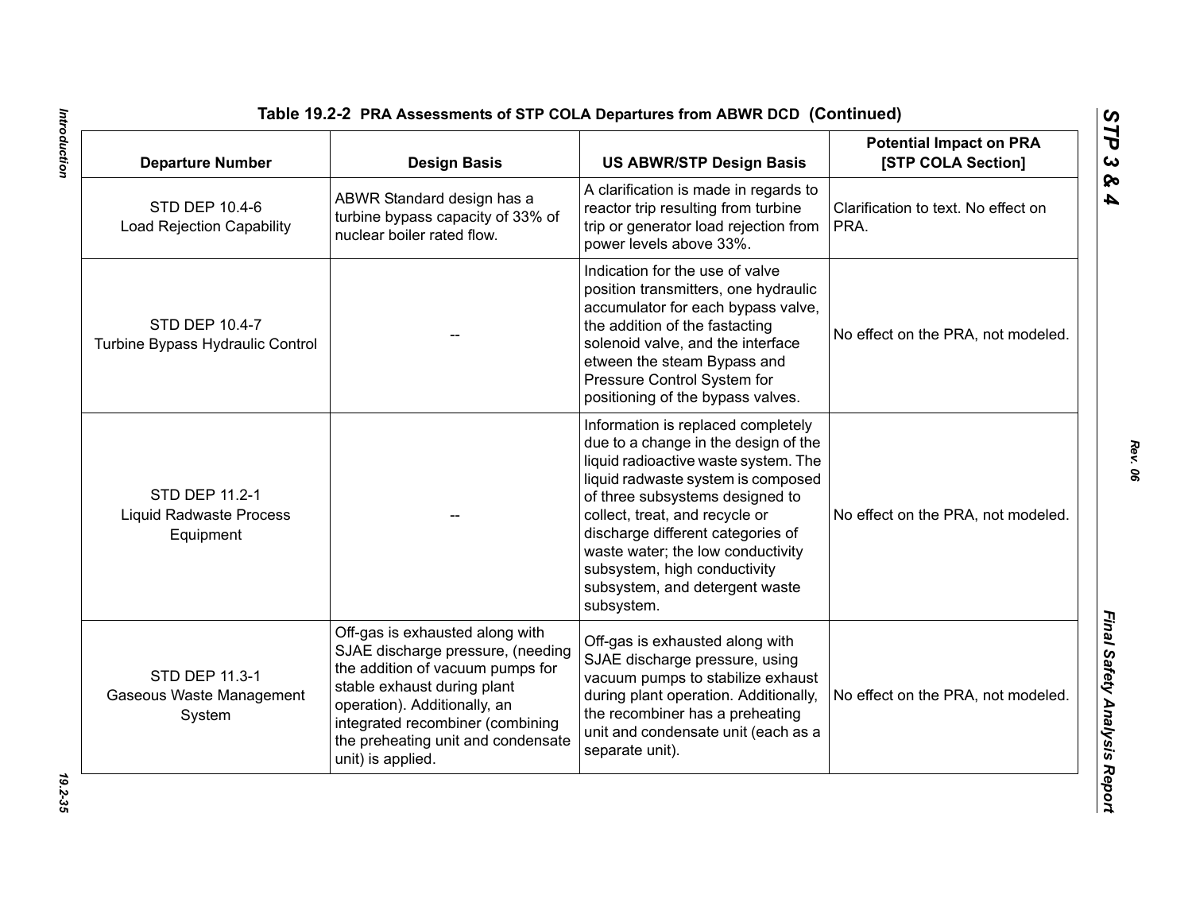## Table 19.2-2 PRA Assessments of STP COLA Departures from ABWR DCD (Continued)

| Departure Number | Design Basis | US ABWR/STP Design Basis | Potential Impact on PRA [STP COLA Section] |
|---|---|---|---|
| STD DEP 10.4-6 Load Rejection Capability | ABWR Standard design has a turbine bypass capacity of 33% of nuclear boiler rated flow. | A clarification is made in regards to reactor trip resulting from turbine trip or generator load rejection from power levels above 33%. | Clarification to text. No effect on PRA. |
| STD DEP 10.4-7 Turbine Bypass Hydraulic Control | -- | Indication for the use of valve position transmitters, one hydraulic accumulator for each bypass valve, the addition of the fastacting solenoid valve, and the interface etween the steam Bypass and Pressure Control System for positioning of the bypass valves. | No effect on the PRA, not modeled. |
| STD DEP 11.2-1 Liquid Radwaste Process Equipment | -- | Information is replaced completely due to a change in the design of the liquid radioactive waste system. The liquid radwaste system is composed of three subsystems designed to collect, treat, and recycle or discharge different categories of waste water; the low conductivity subsystem, high conductivity subsystem, and detergent waste subsystem. | No effect on the PRA, not modeled. |
| STD DEP 11.3-1 Gaseous Waste Management System | Off-gas is exhausted along with SJAE discharge pressure, (needing the addition of vacuum pumps for stable exhaust during plant operation). Additionally, an integrated recombiner (combining the preheating unit and condensate unit) is applied. | Off-gas is exhausted along with SJAE discharge pressure, using vacuum pumps to stabilize exhaust during plant operation. Additionally, the recombiner has a preheating unit and condensate unit (each as a separate unit). | No effect on the PRA, not modeled. |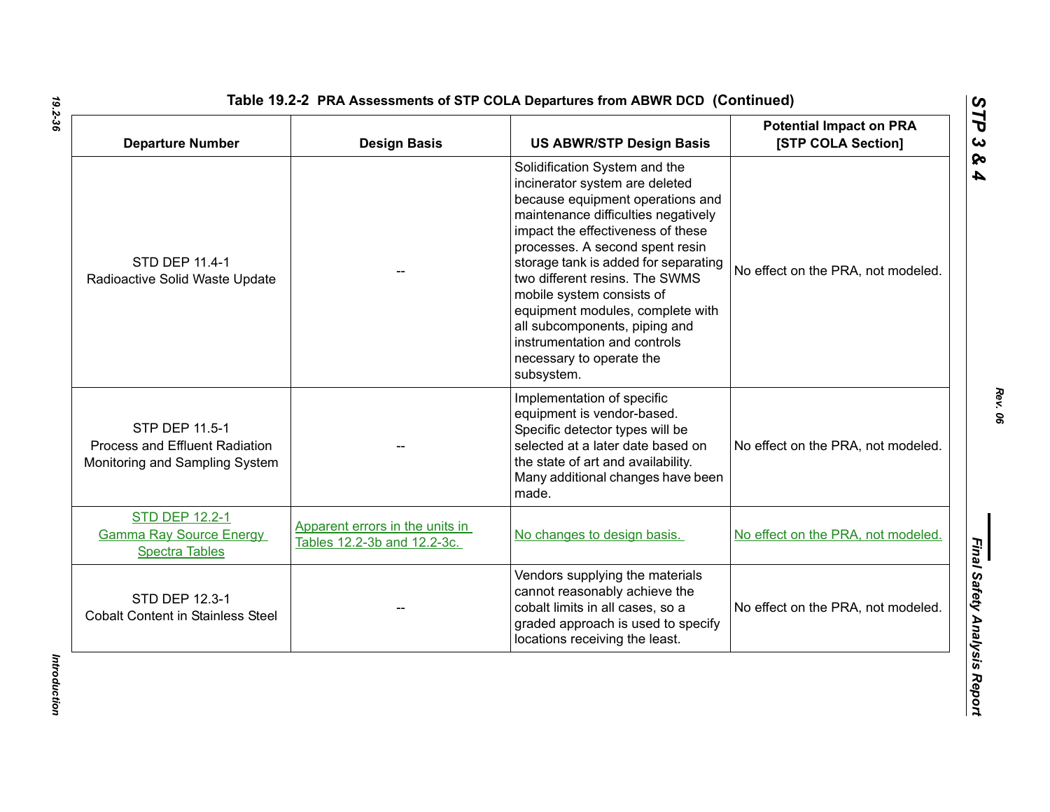### Table 19.2-2 PRA Assessments of STP COLA Departures from ABWR DCD (Continued)

| Departure Number | Design Basis | US ABWR/STP Design Basis | Potential Impact on PRA [STP COLA Section] |
|---|---|---|---|
| STD DEP 11.4-1 Radioactive Solid Waste Update | -- | Solidification System and the incinerator system are deleted because equipment operations and maintenance difficulties negatively impact the effectiveness of these processes. A second spent resin storage tank is added for separating two different resins. The SWMS mobile system consists of equipment modules, complete with all subcomponents, piping and instrumentation and controls necessary to operate the subsystem. | No effect on the PRA, not modeled. |
| STP DEP 11.5-1 Process and Effluent Radiation Monitoring and Sampling System | -- | Implementation of specific equipment is vendor-based. Specific detector types will be selected at a later date based on the state of art and availability. Many additional changes have been made. | No effect on the PRA, not modeled. |
| STD DEP 12.2-1 Gamma Ray Source Energy Spectra Tables | Apparent errors in the units in Tables 12.2-3b and 12.2-3c. | No changes to design basis. | No effect on the PRA, not modeled. |
| STD DEP 12.3-1 Cobalt Content in Stainless Steel | -- | Vendors supplying the materials cannot reasonably achieve the cobalt limits in all cases, so a graded approach is used to specify locations receiving the least. | No effect on the PRA, not modeled. |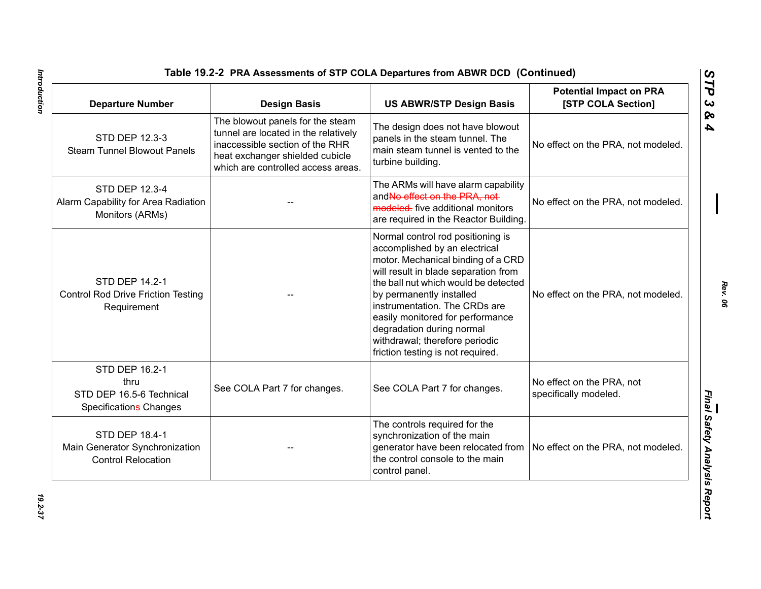**Table 19.2-2 PRA Assessments of STP COLA Departures from ABWR DCD (Continued)**

| Departure Number | Design Basis | US ABWR/STP Design Basis | Potential Impact on PRA [STP COLA Section] |
|---|---|---|---|
| STD DEP 12.3-3 Steam Tunnel Blowout Panels | The blowout panels for the steam tunnel are located in the relatively inaccessible section of the RHR heat exchanger shielded cubicle which are controlled access areas. | The design does not have blowout panels in the steam tunnel. The main steam tunnel is vented to the turbine building. | No effect on the PRA, not modeled. |
| STD DEP 12.3-4 Alarm Capability for Area Radiation Monitors (ARMs) | -- | The ARMs will have alarm capability and ~~No effect on the PRA, not modeled.~~ five additional monitors are required in the Reactor Building. | No effect on the PRA, not modeled. |
| STD DEP 14.2-1 Control Rod Drive Friction Testing Requirement | -- | Normal control rod positioning is accomplished by an electrical motor. Mechanical binding of a CRD will result in blade separation from the ball nut which would be detected by permanently installed instrumentation. The CRDs are easily monitored for performance degradation during normal withdrawal; therefore periodic friction testing is not required. | No effect on the PRA, not modeled. |
| STD DEP 16.2-1 thru STD DEP 16.5-6 Technical Specifications Changes | See COLA Part 7 for changes. | See COLA Part 7 for changes. | No effect on the PRA, not specifically modeled. |
| STD DEP 18.4-1 Main Generator Synchronization Control Relocation | -- | The controls required for the synchronization of the main generator have been relocated from the control console to the main control panel. | No effect on the PRA, not modeled. |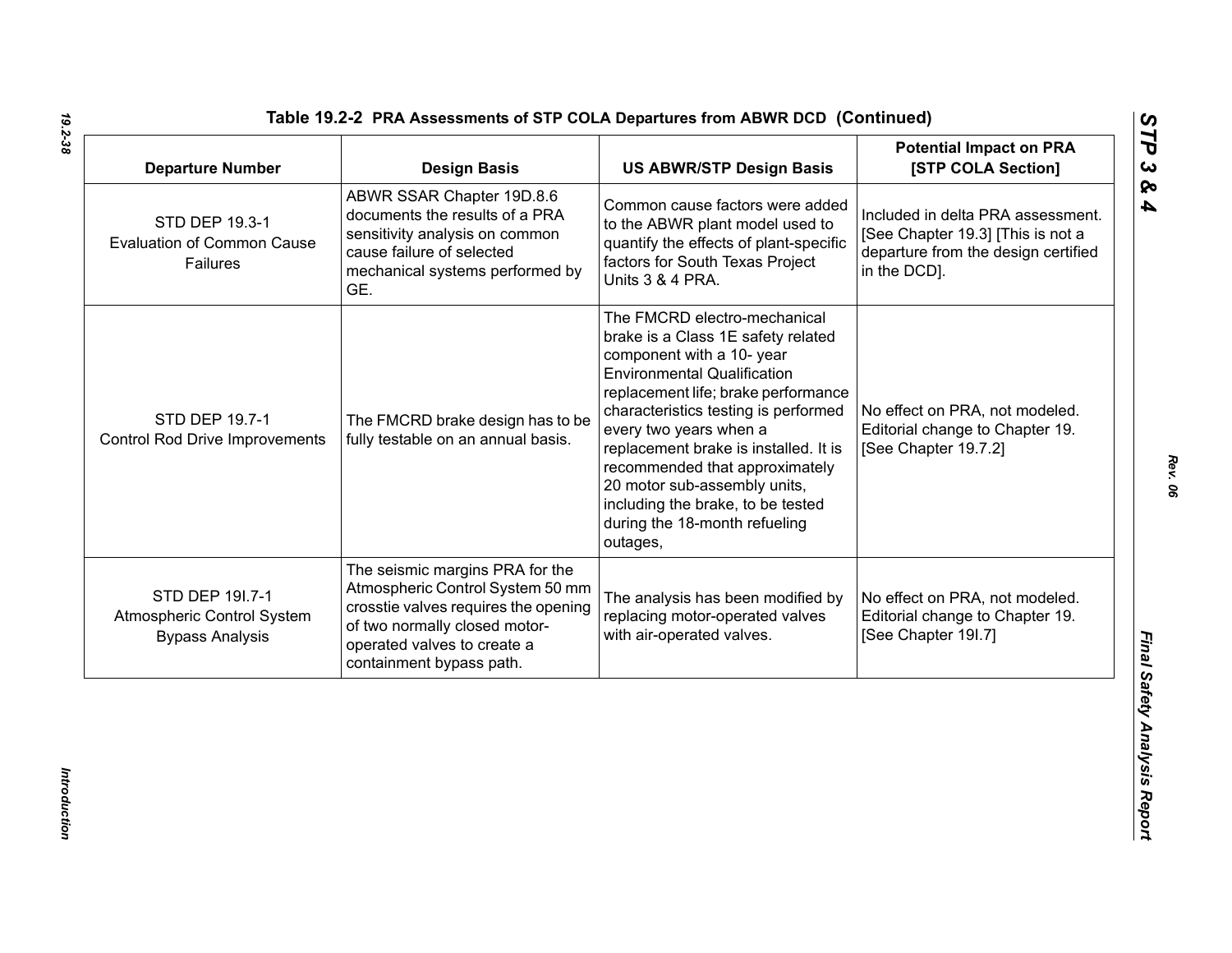**Table 19.2-2 PRA Assessments of STP COLA Departures from ABWR DCD (Continued)**

| Departure Number | Design Basis | US ABWR/STP Design Basis | Potential Impact on PRA [STP COLA Section] |
|---|---|---|---|
| STD DEP 19.3-1 Evaluation of Common Cause Failures | ABWR SSAR Chapter 19D.8.6 documents the results of a PRA sensitivity analysis on common cause failure of selected mechanical systems performed by GE. | Common cause factors were added to the ABWR plant model used to quantify the effects of plant-specific factors for South Texas Project Units 3 & 4 PRA. | Included in delta PRA assessment. [See Chapter 19.3] [This is not a departure from the design certified in the DCD]. |
| STD DEP 19.7-1 Control Rod Drive Improvements | The FMCRD brake design has to be fully testable on an annual basis. | The FMCRD electro-mechanical brake is a Class 1E safety related component with a 10- year Environmental Qualification replacement life; brake performance characteristics testing is performed every two years when a replacement brake is installed. It is recommended that approximately 20 motor sub-assembly units, including the brake, to be tested during the 18-month refueling outages, | No effect on PRA, not modeled. Editorial change to Chapter 19. [See Chapter 19.7.2] |
| STD DEP 19I.7-1 Atmospheric Control System Bypass Analysis | The seismic margins PRA for the Atmospheric Control System 50 mm crosstie valves requires the opening of two normally closed motor-operated valves to create a containment bypass path. | The analysis has been modified by replacing motor-operated valves with air-operated valves. | No effect on PRA, not modeled. Editorial change to Chapter 19. [See Chapter 19I.7] |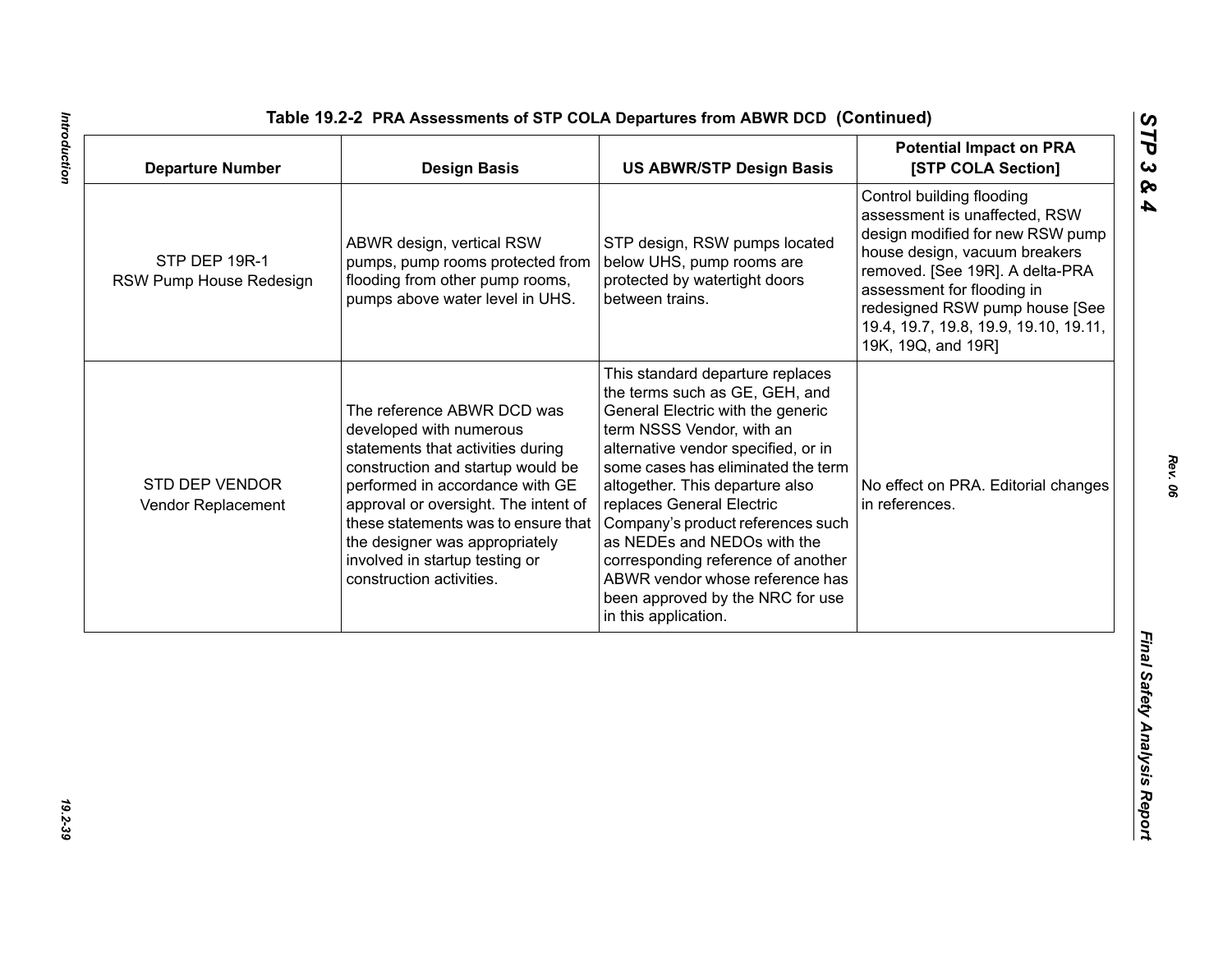# Table 19.2-2 PRA Assessments of STP COLA Departures from ABWR DCD (Continued)

| Departure Number | Design Basis | US ABWR/STP Design Basis | Potential Impact on PRA [STP COLA Section] |
|---|---|---|---|
| STP DEP 19R-1 RSW Pump House Redesign | ABWR design, vertical RSW pumps, pump rooms protected from flooding from other pump rooms, pumps above water level in UHS. | STP design, RSW pumps located below UHS, pump rooms are protected by watertight doors between trains. | Control building flooding assessment is unaffected, RSW design modified for new RSW pump house design, vacuum breakers removed. [See 19R]. A delta-PRA assessment for flooding in redesigned RSW pump house [See 19.4, 19.7, 19.8, 19.9, 19.10, 19.11, 19K, 19Q, and 19R] |
| STD DEP VENDOR Vendor Replacement | The reference ABWR DCD was developed with numerous statements that activities during construction and startup would be performed in accordance with GE approval or oversight. The intent of these statements was to ensure that the designer was appropriately involved in startup testing or construction activities. | This standard departure replaces the terms such as GE, GEH, and General Electric with the generic term NSSS Vendor, with an alternative vendor specified, or in some cases has eliminated the term altogether. This departure also replaces General Electric Company's product references such as NEDEs and NEDOs with the corresponding reference of another ABWR vendor whose reference has been approved by the NRC for use in this application. | No effect on PRA. Editorial changes in references. |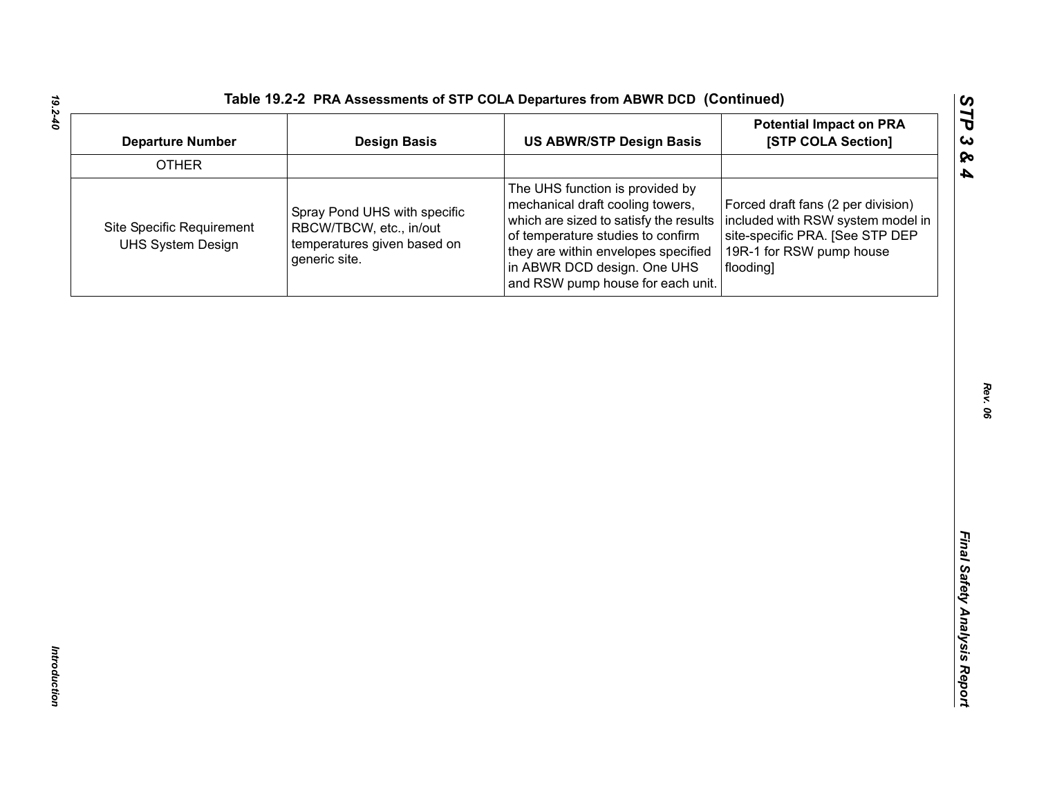## Table 19.2-2 PRA Assessments of STP COLA Departures from ABWR DCD (Continued)

| Departure Number | Design Basis | US ABWR/STP Design Basis | Potential Impact on PRA [STP COLA Section] |
|---|---|---|---|
| OTHER | | | |
| Site Specific Requirement UHS System Design | Spray Pond UHS with specific RBCW/TBCW, etc., in/out temperatures given based on generic site. | The UHS function is provided by mechanical draft cooling towers, which are sized to satisfy the results of temperature studies to confirm they are within envelopes specified in ABWR DCD design. One UHS and RSW pump house for each unit. | Forced draft fans (2 per division) included with RSW system model in site-specific PRA. [See STP DEP 19R-1 for RSW pump house flooding] |